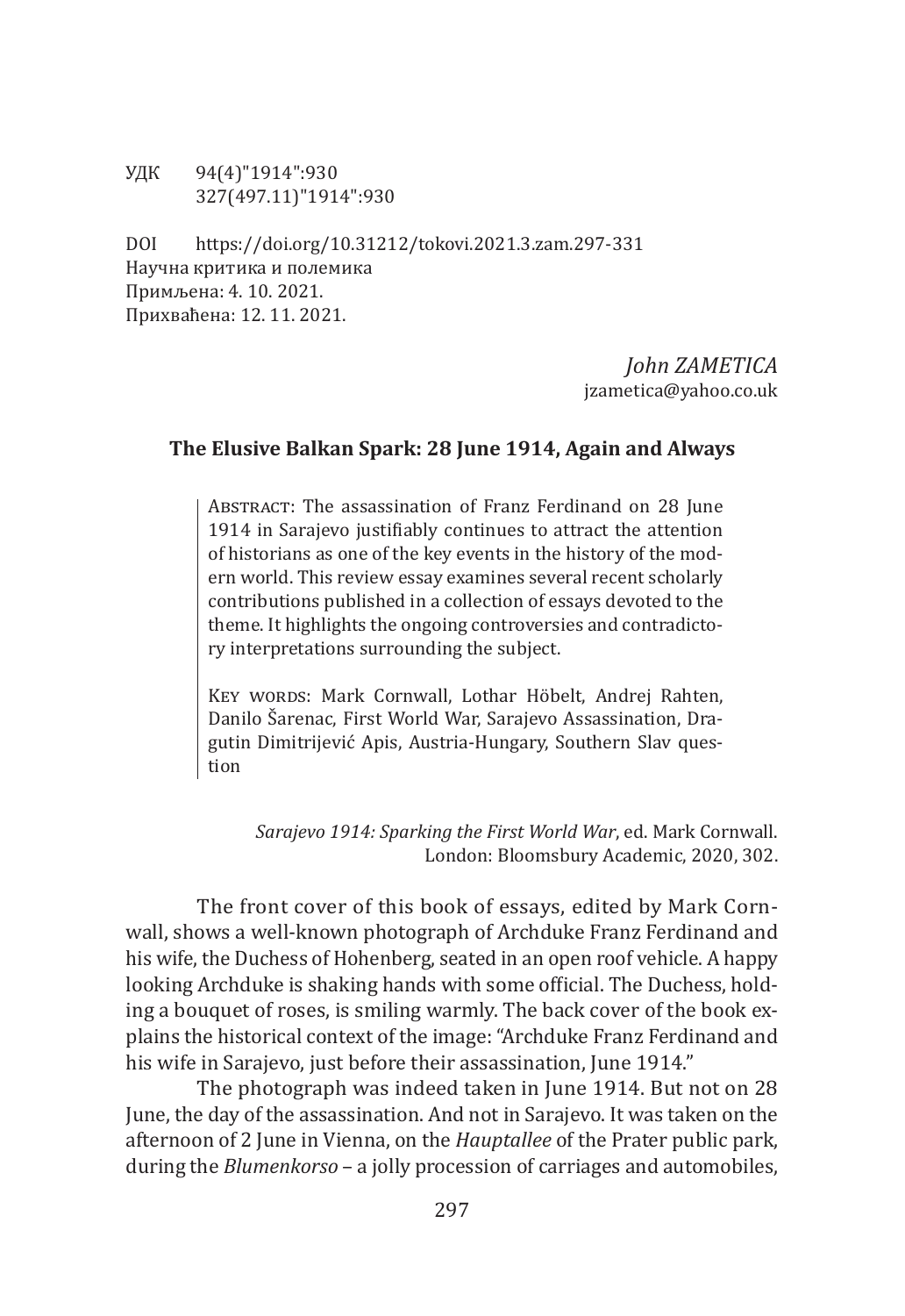УДК 94(4)"1914":930
327(497.11)"1914":930

DOI https://doi.org/10.31212/tokovi.2021.3.zam.297-331
Научна критика и полемика
Примљена: 4. 10. 2021.
Прихваћена: 12. 11. 2021.

*John ZAMETICA*
jzametica@yahoo.co.uk

## The Elusive Balkan Spark: 28 June 1914, Again and Always

Abstract: The assassination of Franz Ferdinand on 28 June 1914 in Sarajevo justifiably continues to attract the attention of historians as one of the key events in the history of the modern world. This review essay examines several recent scholarly contributions published in a collection of essays devoted to the theme. It highlights the ongoing controversies and contradictory interpretations surrounding the subject.

Key words: Mark Cornwall, Lothar Höbelt, Andrej Rahten, Danilo Šarenac, First World War, Sarajevo Assassination, Dragutin Dimitrijević Apis, Austria-Hungary, Southern Slav question

*Sarajevo 1914: Sparking the First World War*, ed. Mark Cornwall. London: Bloomsbury Academic, 2020, 302.

The front cover of this book of essays, edited by Mark Cornwall, shows a well-known photograph of Archduke Franz Ferdinand and his wife, the Duchess of Hohenberg, seated in an open roof vehicle. A happy looking Archduke is shaking hands with some official. The Duchess, holding a bouquet of roses, is smiling warmly. The back cover of the book explains the historical context of the image: "Archduke Franz Ferdinand and his wife in Sarajevo, just before their assassination, June 1914."

The photograph was indeed taken in June 1914. But not on 28 June, the day of the assassination. And not in Sarajevo. It was taken on the afternoon of 2 June in Vienna, on the *Hauptallee* of the Prater public park, during the *Blumenkorso* – a jolly procession of carriages and automobiles,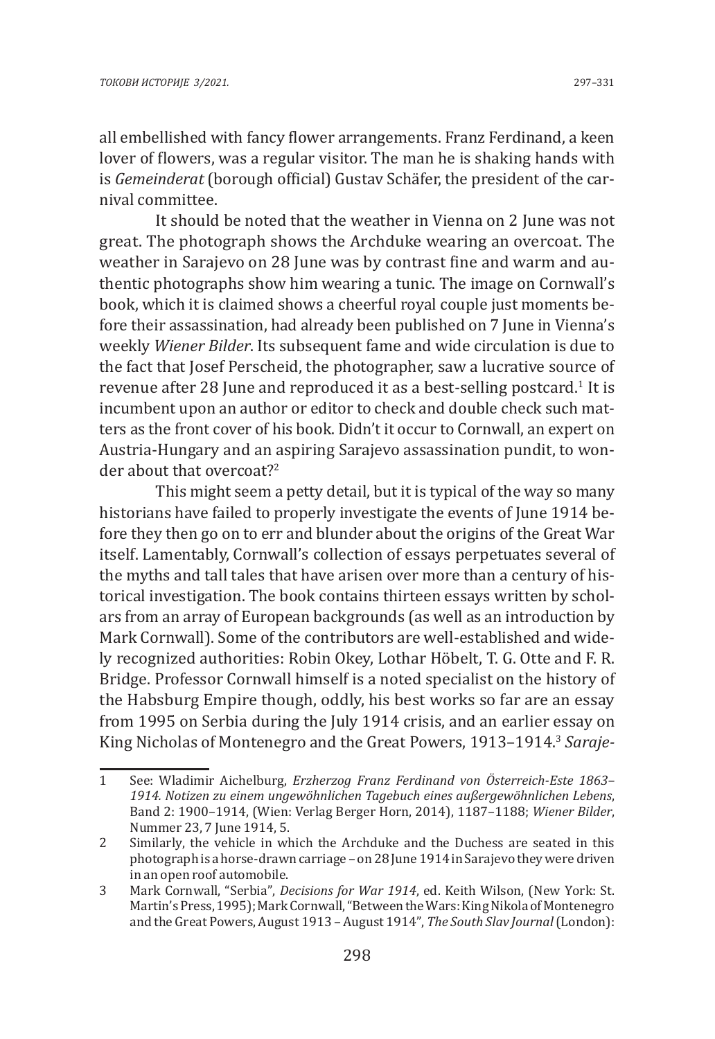all embellished with fancy flower arrangements. Franz Ferdinand, a keen lover of flowers, was a regular visitor. The man he is shaking hands with is *Gemeinderat* (borough official) Gustav Schäfer, the president of the carnival committee.

It should be noted that the weather in Vienna on 2 June was not great. The photograph shows the Archduke wearing an overcoat. The weather in Sarajevo on 28 June was by contrast fine and warm and authentic photographs show him wearing a tunic. The image on Cornwall's book, which it is claimed shows a cheerful royal couple just moments before their assassination, had already been published on 7 June in Vienna's weekly *Wiener Bilder*. Its subsequent fame and wide circulation is due to the fact that Josef Perscheid, the photographer, saw a lucrative source of revenue after 28 June and reproduced it as a best-selling postcard.[1] It is incumbent upon an author or editor to check and double check such matters as the front cover of his book. Didn't it occur to Cornwall, an expert on Austria-Hungary and an aspiring Sarajevo assassination pundit, to wonder about that overcoat?[2]

This might seem a petty detail, but it is typical of the way so many historians have failed to properly investigate the events of June 1914 before they then go on to err and blunder about the origins of the Great War itself. Lamentably, Cornwall's collection of essays perpetuates several of the myths and tall tales that have arisen over more than a century of historical investigation. The book contains thirteen essays written by scholars from an array of European backgrounds (as well as an introduction by Mark Cornwall). Some of the contributors are well-established and widely recognized authorities: Robin Okey, Lothar Höbelt, T. G. Otte and F. R. Bridge. Professor Cornwall himself is a noted specialist on the history of the Habsburg Empire though, oddly, his best works so far are an essay from 1995 on Serbia during the July 1914 crisis, and an earlier essay on King Nicholas of Montenegro and the Great Powers, 1913–1914.[3] *Saraje-*

---

1 See: Wladimir Aichelburg, *Erzherzog Franz Ferdinand von Österreich-Este 1863–1914. Notizen zu einem ungewöhnlichen Tagebuch eines außergewöhnlichen Lebens*, Band 2: 1900–1914, (Wien: Verlag Berger Horn, 2014), 1187–1188; *Wiener Bilder*, Nummer 23, 7 June 1914, 5.

2 Similarly, the vehicle in which the Archduke and the Duchess are seated in this photograph is a horse-drawn carriage – on 28 June 1914 in Sarajevo they were driven in an open roof automobile.

3 Mark Cornwall, "Serbia", *Decisions for War 1914*, ed. Keith Wilson, (New York: St. Martin's Press, 1995); Mark Cornwall, "Between the Wars: King Nikola of Montenegro and the Great Powers, August 1913 – August 1914", *The South Slav Journal* (London):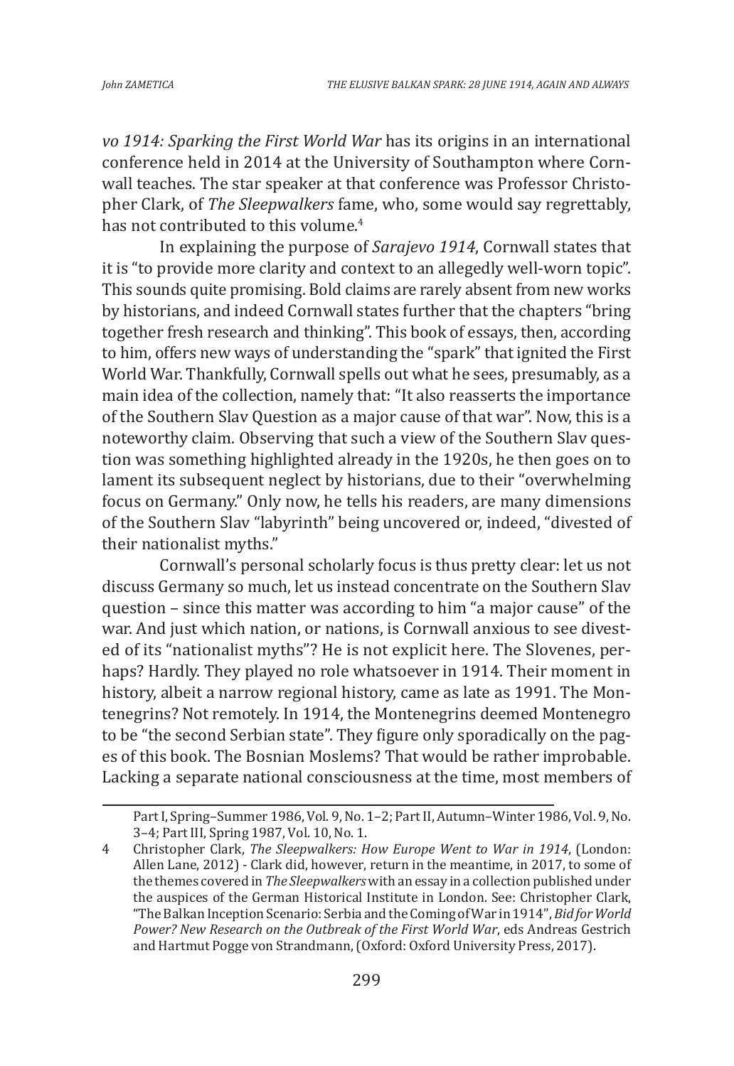*vo 1914: Sparking the First World War* has its origins in an international conference held in 2014 at the University of Southampton where Cornwall teaches. The star speaker at that conference was Professor Christopher Clark, of *The Sleepwalkers* fame, who, some would say regrettably, has not contributed to this volume.[4]

In explaining the purpose of *Sarajevo 1914*, Cornwall states that it is "to provide more clarity and context to an allegedly well-worn topic". This sounds quite promising. Bold claims are rarely absent from new works by historians, and indeed Cornwall states further that the chapters "bring together fresh research and thinking". This book of essays, then, according to him, offers new ways of understanding the "spark" that ignited the First World War. Thankfully, Cornwall spells out what he sees, presumably, as a main idea of the collection, namely that: "It also reasserts the importance of the Southern Slav Question as a major cause of that war". Now, this is a noteworthy claim. Observing that such a view of the Southern Slav question was something highlighted already in the 1920s, he then goes on to lament its subsequent neglect by historians, due to their "overwhelming focus on Germany." Only now, he tells his readers, are many dimensions of the Southern Slav "labyrinth" being uncovered or, indeed, "divested of their nationalist myths."

Cornwall's personal scholarly focus is thus pretty clear: let us not discuss Germany so much, let us instead concentrate on the Southern Slav question – since this matter was according to him "a major cause" of the war. And just which nation, or nations, is Cornwall anxious to see divested of its "nationalist myths"? He is not explicit here. The Slovenes, perhaps? Hardly. They played no role whatsoever in 1914. Their moment in history, albeit a narrow regional history, came as late as 1991. The Montenegrins? Not remotely. In 1914, the Montenegrins deemed Montenegro to be "the second Serbian state". They figure only sporadically on the pages of this book. The Bosnian Moslems? That would be rather improbable. Lacking a separate national consciousness at the time, most members of

---

Part I, Spring–Summer 1986, Vol. 9, No. 1–2; Part II, Autumn–Winter 1986, Vol. 9, No. 3–4; Part III, Spring 1987, Vol. 10, No. 1.

4 Christopher Clark, *The Sleepwalkers: How Europe Went to War in 1914*, (London: Allen Lane, 2012) - Clark did, however, return in the meantime, in 2017, to some of the themes covered in *The Sleepwalkers* with an essay in a collection published under the auspices of the German Historical Institute in London. See: Christopher Clark, "The Balkan Inception Scenario: Serbia and the Coming of War in 1914", *Bid for World Power? New Research on the Outbreak of the First World War*, eds Andreas Gestrich and Hartmut Pogge von Strandmann, (Oxford: Oxford University Press, 2017).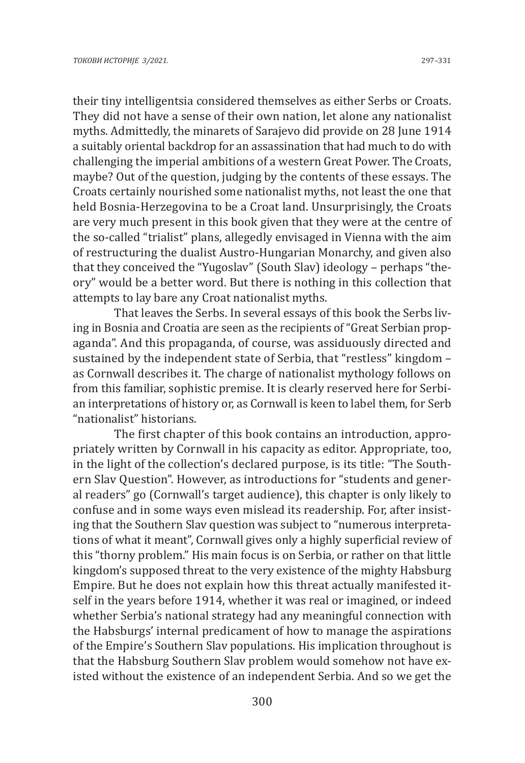their tiny intelligentsia considered themselves as either Serbs or Croats. They did not have a sense of their own nation, let alone any nationalist myths. Admittedly, the minarets of Sarajevo did provide on 28 June 1914 a suitably oriental backdrop for an assassination that had much to do with challenging the imperial ambitions of a western Great Power. The Croats, maybe? Out of the question, judging by the contents of these essays. The Croats certainly nourished some nationalist myths, not least the one that held Bosnia-Herzegovina to be a Croat land. Unsurprisingly, the Croats are very much present in this book given that they were at the centre of the so-called "trialist" plans, allegedly envisaged in Vienna with the aim of restructuring the dualist Austro-Hungarian Monarchy, and given also that they conceived the "Yugoslav" (South Slav) ideology – perhaps "theory" would be a better word. But there is nothing in this collection that attempts to lay bare any Croat nationalist myths.

That leaves the Serbs. In several essays of this book the Serbs living in Bosnia and Croatia are seen as the recipients of "Great Serbian propaganda". And this propaganda, of course, was assiduously directed and sustained by the independent state of Serbia, that "restless" kingdom – as Cornwall describes it. The charge of nationalist mythology follows on from this familiar, sophistic premise. It is clearly reserved here for Serbian interpretations of history or, as Cornwall is keen to label them, for Serb "nationalist" historians.

The first chapter of this book contains an introduction, appropriately written by Cornwall in his capacity as editor. Appropriate, too, in the light of the collection's declared purpose, is its title: "The Southern Slav Question". However, as introductions for "students and general readers" go (Cornwall's target audience), this chapter is only likely to confuse and in some ways even mislead its readership. For, after insisting that the Southern Slav question was subject to "numerous interpretations of what it meant", Cornwall gives only a highly superficial review of this "thorny problem." His main focus is on Serbia, or rather on that little kingdom's supposed threat to the very existence of the mighty Habsburg Empire. But he does not explain how this threat actually manifested itself in the years before 1914, whether it was real or imagined, or indeed whether Serbia's national strategy had any meaningful connection with the Habsburgs' internal predicament of how to manage the aspirations of the Empire's Southern Slav populations. His implication throughout is that the Habsburg Southern Slav problem would somehow not have existed without the existence of an independent Serbia. And so we get the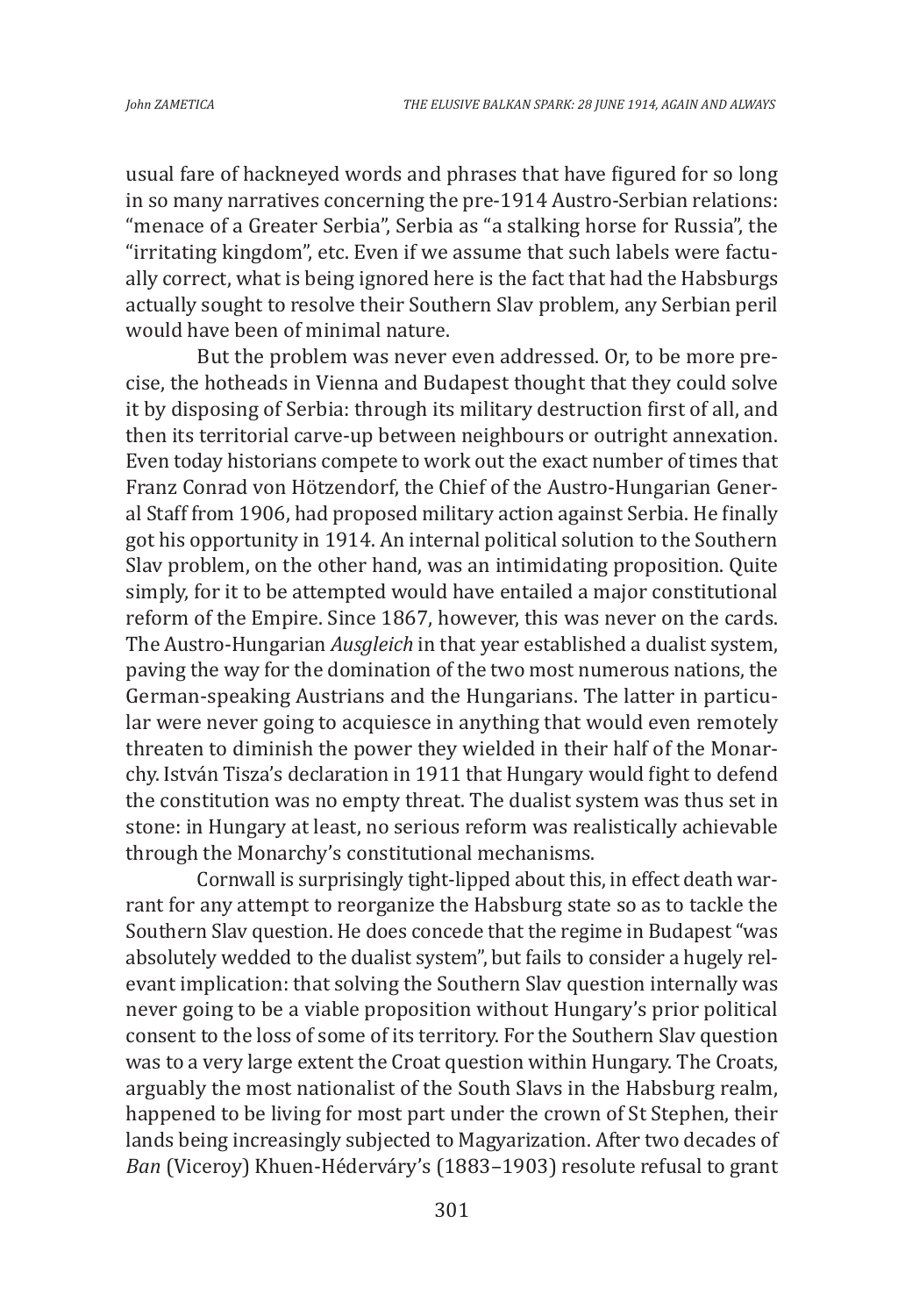usual fare of hackneyed words and phrases that have figured for so long in so many narratives concerning the pre-1914 Austro-Serbian relations: "menace of a Greater Serbia", Serbia as "a stalking horse for Russia", the "irritating kingdom", etc. Even if we assume that such labels were factually correct, what is being ignored here is the fact that had the Habsburgs actually sought to resolve their Southern Slav problem, any Serbian peril would have been of minimal nature.

But the problem was never even addressed. Or, to be more precise, the hotheads in Vienna and Budapest thought that they could solve it by disposing of Serbia: through its military destruction first of all, and then its territorial carve-up between neighbours or outright annexation. Even today historians compete to work out the exact number of times that Franz Conrad von Hötzendorf, the Chief of the Austro-Hungarian General Staff from 1906, had proposed military action against Serbia. He finally got his opportunity in 1914. An internal political solution to the Southern Slav problem, on the other hand, was an intimidating proposition. Quite simply, for it to be attempted would have entailed a major constitutional reform of the Empire. Since 1867, however, this was never on the cards. The Austro-Hungarian *Ausgleich* in that year established a dualist system, paving the way for the domination of the two most numerous nations, the German-speaking Austrians and the Hungarians. The latter in particular were never going to acquiesce in anything that would even remotely threaten to diminish the power they wielded in their half of the Monarchy. István Tisza's declaration in 1911 that Hungary would fight to defend the constitution was no empty threat. The dualist system was thus set in stone: in Hungary at least, no serious reform was realistically achievable through the Monarchy's constitutional mechanisms.

Cornwall is surprisingly tight-lipped about this, in effect death warrant for any attempt to reorganize the Habsburg state so as to tackle the Southern Slav question. He does concede that the regime in Budapest "was absolutely wedded to the dualist system", but fails to consider a hugely relevant implication: that solving the Southern Slav question internally was never going to be a viable proposition without Hungary's prior political consent to the loss of some of its territory. For the Southern Slav question was to a very large extent the Croat question within Hungary. The Croats, arguably the most nationalist of the South Slavs in the Habsburg realm, happened to be living for most part under the crown of St Stephen, their lands being increasingly subjected to Magyarization. After two decades of *Ban* (Viceroy) Khuen-Héderváry's (1883–1903) resolute refusal to grant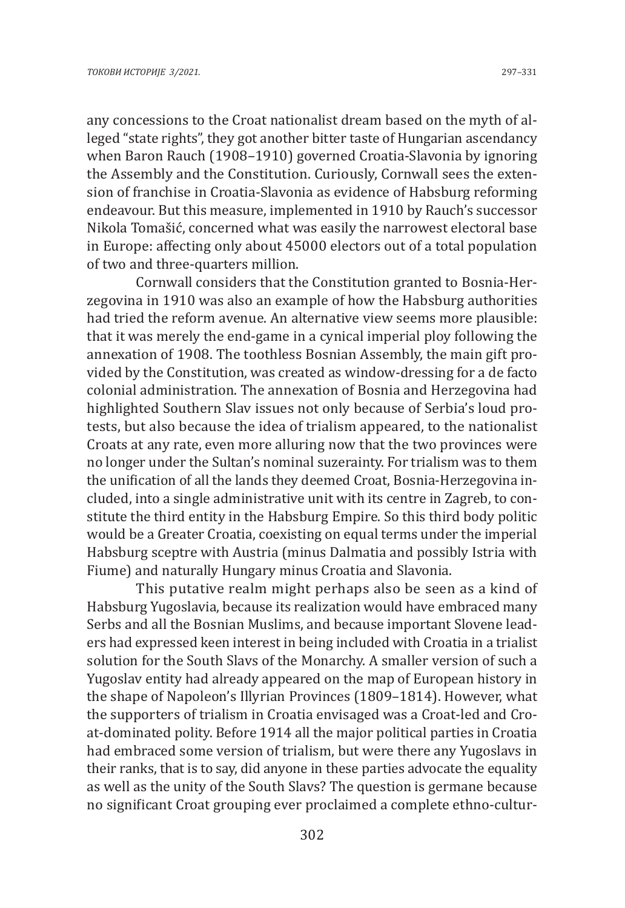any concessions to the Croat nationalist dream based on the myth of alleged "state rights", they got another bitter taste of Hungarian ascendancy when Baron Rauch (1908–1910) governed Croatia-Slavonia by ignoring the Assembly and the Constitution. Curiously, Cornwall sees the extension of franchise in Croatia-Slavonia as evidence of Habsburg reforming endeavour. But this measure, implemented in 1910 by Rauch's successor Nikola Tomašić, concerned what was easily the narrowest electoral base in Europe: affecting only about 45000 electors out of a total population of two and three-quarters million.

Cornwall considers that the Constitution granted to Bosnia-Herzegovina in 1910 was also an example of how the Habsburg authorities had tried the reform avenue. An alternative view seems more plausible: that it was merely the end-game in a cynical imperial ploy following the annexation of 1908. The toothless Bosnian Assembly, the main gift provided by the Constitution, was created as window-dressing for a de facto colonial administration. The annexation of Bosnia and Herzegovina had highlighted Southern Slav issues not only because of Serbia's loud protests, but also because the idea of trialism appeared, to the nationalist Croats at any rate, even more alluring now that the two provinces were no longer under the Sultan's nominal suzerainty. For trialism was to them the unification of all the lands they deemed Croat, Bosnia-Herzegovina included, into a single administrative unit with its centre in Zagreb, to constitute the third entity in the Habsburg Empire. So this third body politic would be a Greater Croatia, coexisting on equal terms under the imperial Habsburg sceptre with Austria (minus Dalmatia and possibly Istria with Fiume) and naturally Hungary minus Croatia and Slavonia.

This putative realm might perhaps also be seen as a kind of Habsburg Yugoslavia, because its realization would have embraced many Serbs and all the Bosnian Muslims, and because important Slovene leaders had expressed keen interest in being included with Croatia in a trialist solution for the South Slavs of the Monarchy. A smaller version of such a Yugoslav entity had already appeared on the map of European history in the shape of Napoleon's Illyrian Provinces (1809–1814). However, what the supporters of trialism in Croatia envisaged was a Croat-led and Croat-dominated polity. Before 1914 all the major political parties in Croatia had embraced some version of trialism, but were there any Yugoslavs in their ranks, that is to say, did anyone in these parties advocate the equality as well as the unity of the South Slavs? The question is germane because no significant Croat grouping ever proclaimed a complete ethno-cultur-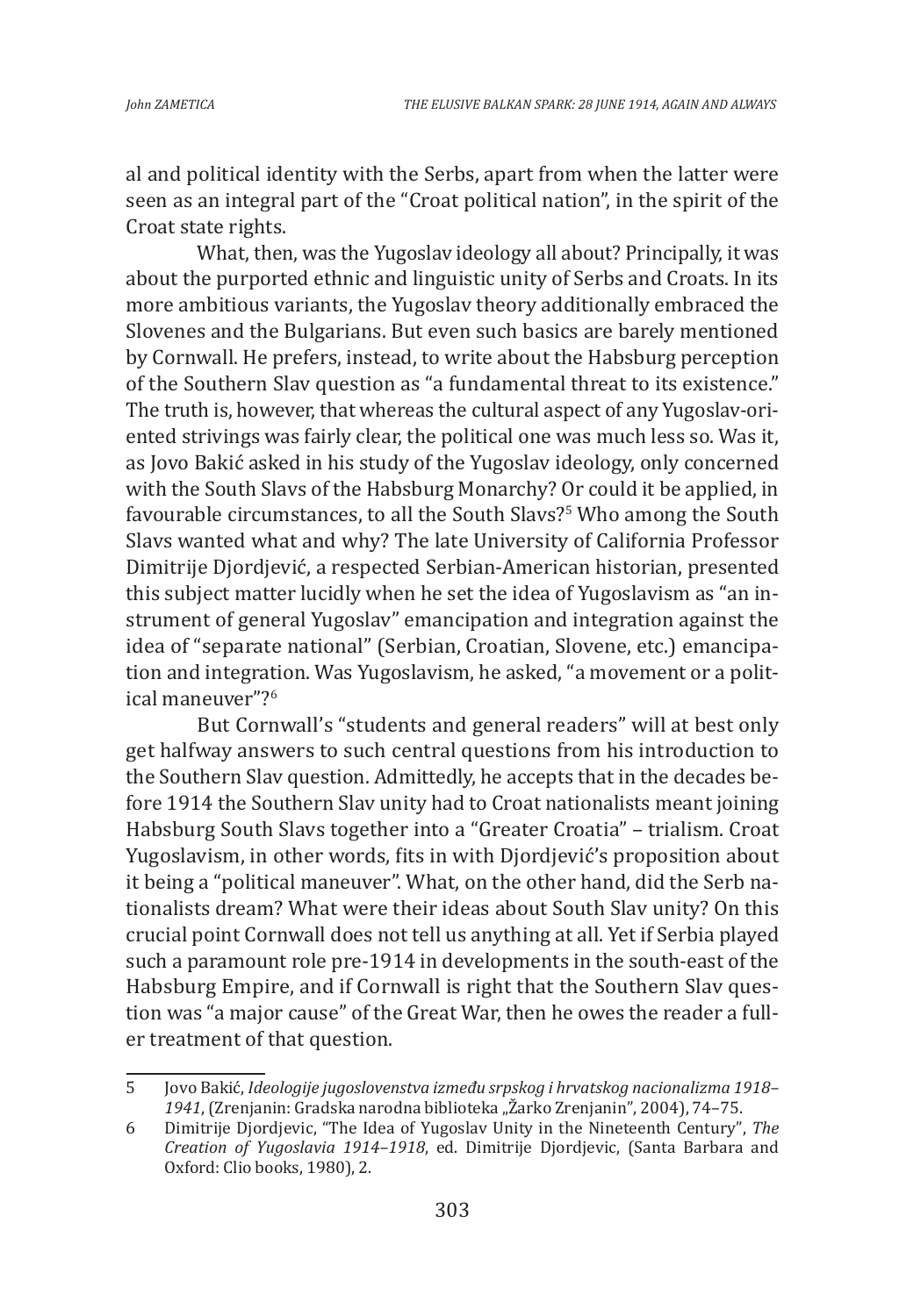al and political identity with the Serbs, apart from when the latter were seen as an integral part of the "Croat political nation", in the spirit of the Croat state rights.

What, then, was the Yugoslav ideology all about? Principally, it was about the purported ethnic and linguistic unity of Serbs and Croats. In its more ambitious variants, the Yugoslav theory additionally embraced the Slovenes and the Bulgarians. But even such basics are barely mentioned by Cornwall. He prefers, instead, to write about the Habsburg perception of the Southern Slav question as "a fundamental threat to its existence." The truth is, however, that whereas the cultural aspect of any Yugoslav-oriented strivings was fairly clear, the political one was much less so. Was it, as Jovo Bakić asked in his study of the Yugoslav ideology, only concerned with the South Slavs of the Habsburg Monarchy? Or could it be applied, in favourable circumstances, to all the South Slavs?[5] Who among the South Slavs wanted what and why? The late University of California Professor Dimitrije Djordjević, a respected Serbian-American historian, presented this subject matter lucidly when he set the idea of Yugoslavism as "an instrument of general Yugoslav" emancipation and integration against the idea of "separate national" (Serbian, Croatian, Slovene, etc.) emancipation and integration. Was Yugoslavism, he asked, "a movement or a political maneuver"?[6]

But Cornwall's "students and general readers" will at best only get halfway answers to such central questions from his introduction to the Southern Slav question. Admittedly, he accepts that in the decades before 1914 the Southern Slav unity had to Croat nationalists meant joining Habsburg South Slavs together into a "Greater Croatia" – trialism. Croat Yugoslavism, in other words, fits in with Djordjević's proposition about it being a "political maneuver". What, on the other hand, did the Serb nationalists dream? What were their ideas about South Slav unity? On this crucial point Cornwall does not tell us anything at all. Yet if Serbia played such a paramount role pre-1914 in developments in the south-east of the Habsburg Empire, and if Cornwall is right that the Southern Slav question was "a major cause" of the Great War, then he owes the reader a fuller treatment of that question.

---

5 Jovo Bakić, *Ideologije jugoslovenstva između srpskog i hrvatskog nacionalizma 1918–1941*, (Zrenjanin: Gradska narodna biblioteka „Žarko Zrenjanin", 2004), 74–75.

6 Dimitrije Djordjevic, "The Idea of Yugoslav Unity in the Nineteenth Century", *The Creation of Yugoslavia 1914–1918*, ed. Dimitrije Djordjevic, (Santa Barbara and Oxford: Clio books, 1980), 2.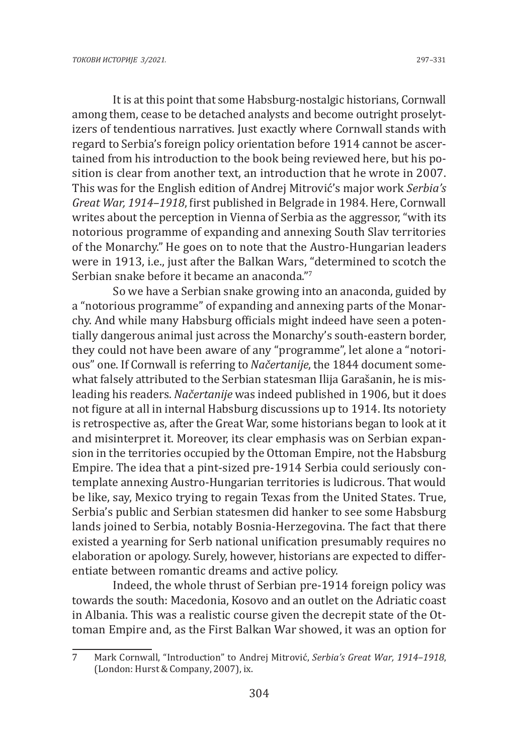It is at this point that some Habsburg-nostalgic historians, Cornwall among them, cease to be detached analysts and become outright proselytizers of tendentious narratives. Just exactly where Cornwall stands with regard to Serbia's foreign policy orientation before 1914 cannot be ascertained from his introduction to the book being reviewed here, but his position is clear from another text, an introduction that he wrote in 2007. This was for the English edition of Andrej Mitrović's major work *Serbia's Great War, 1914–1918*, first published in Belgrade in 1984. Here, Cornwall writes about the perception in Vienna of Serbia as the aggressor, "with its notorious programme of expanding and annexing South Slav territories of the Monarchy." He goes on to note that the Austro-Hungarian leaders were in 1913, i.e., just after the Balkan Wars, "determined to scotch the Serbian snake before it became an anaconda."[7]

So we have a Serbian snake growing into an anaconda, guided by a "notorious programme" of expanding and annexing parts of the Monarchy. And while many Habsburg officials might indeed have seen a potentially dangerous animal just across the Monarchy's south-eastern border, they could not have been aware of any "programme", let alone a "notorious" one. If Cornwall is referring to *Načertanije*, the 1844 document somewhat falsely attributed to the Serbian statesman Ilija Garašanin, he is misleading his readers. *Načertanije* was indeed published in 1906, but it does not figure at all in internal Habsburg discussions up to 1914. Its notoriety is retrospective as, after the Great War, some historians began to look at it and misinterpret it. Moreover, its clear emphasis was on Serbian expansion in the territories occupied by the Ottoman Empire, not the Habsburg Empire. The idea that a pint-sized pre-1914 Serbia could seriously contemplate annexing Austro-Hungarian territories is ludicrous. That would be like, say, Mexico trying to regain Texas from the United States. True, Serbia's public and Serbian statesmen did hanker to see some Habsburg lands joined to Serbia, notably Bosnia-Herzegovina. The fact that there existed a yearning for Serb national unification presumably requires no elaboration or apology. Surely, however, historians are expected to differentiate between romantic dreams and active policy.

Indeed, the whole thrust of Serbian pre-1914 foreign policy was towards the south: Macedonia, Kosovo and an outlet on the Adriatic coast in Albania. This was a realistic course given the decrepit state of the Ottoman Empire and, as the First Balkan War showed, it was an option for

---

7 Mark Cornwall, "Introduction" to Andrej Mitrović, *Serbia's Great War, 1914–1918*, (London: Hurst & Company, 2007), ix.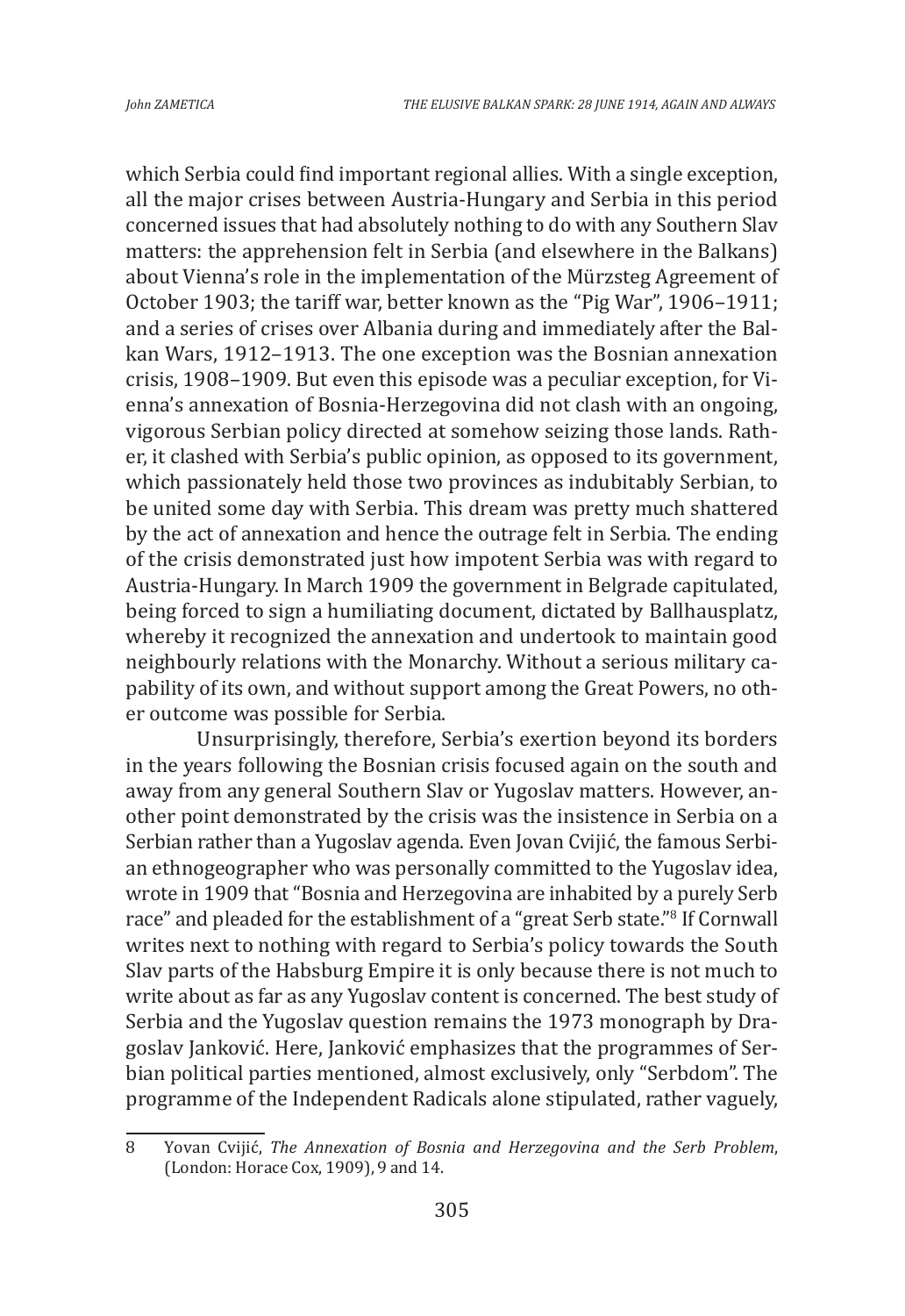which Serbia could find important regional allies. With a single exception, all the major crises between Austria-Hungary and Serbia in this period concerned issues that had absolutely nothing to do with any Southern Slav matters: the apprehension felt in Serbia (and elsewhere in the Balkans) about Vienna's role in the implementation of the Mürzsteg Agreement of October 1903; the tariff war, better known as the "Pig War", 1906–1911; and a series of crises over Albania during and immediately after the Balkan Wars, 1912–1913. The one exception was the Bosnian annexation crisis, 1908–1909. But even this episode was a peculiar exception, for Vienna's annexation of Bosnia-Herzegovina did not clash with an ongoing, vigorous Serbian policy directed at somehow seizing those lands. Rather, it clashed with Serbia's public opinion, as opposed to its government, which passionately held those two provinces as indubitably Serbian, to be united some day with Serbia. This dream was pretty much shattered by the act of annexation and hence the outrage felt in Serbia. The ending of the crisis demonstrated just how impotent Serbia was with regard to Austria-Hungary. In March 1909 the government in Belgrade capitulated, being forced to sign a humiliating document, dictated by Ballhausplatz, whereby it recognized the annexation and undertook to maintain good neighbourly relations with the Monarchy. Without a serious military capability of its own, and without support among the Great Powers, no other outcome was possible for Serbia.

Unsurprisingly, therefore, Serbia's exertion beyond its borders in the years following the Bosnian crisis focused again on the south and away from any general Southern Slav or Yugoslav matters. However, another point demonstrated by the crisis was the insistence in Serbia on a Serbian rather than a Yugoslav agenda. Even Jovan Cvijić, the famous Serbian ethnogeographer who was personally committed to the Yugoslav idea, wrote in 1909 that "Bosnia and Herzegovina are inhabited by a purely Serb race" and pleaded for the establishment of a "great Serb state."[8] If Cornwall writes next to nothing with regard to Serbia's policy towards the South Slav parts of the Habsburg Empire it is only because there is not much to write about as far as any Yugoslav content is concerned. The best study of Serbia and the Yugoslav question remains the 1973 monograph by Dragoslav Janković. Here, Janković emphasizes that the programmes of Serbian political parties mentioned, almost exclusively, only "Serbdom". The programme of the Independent Radicals alone stipulated, rather vaguely,

---

8 Yovan Cvijić, *The Annexation of Bosnia and Herzegovina and the Serb Problem*, (London: Horace Cox, 1909), 9 and 14.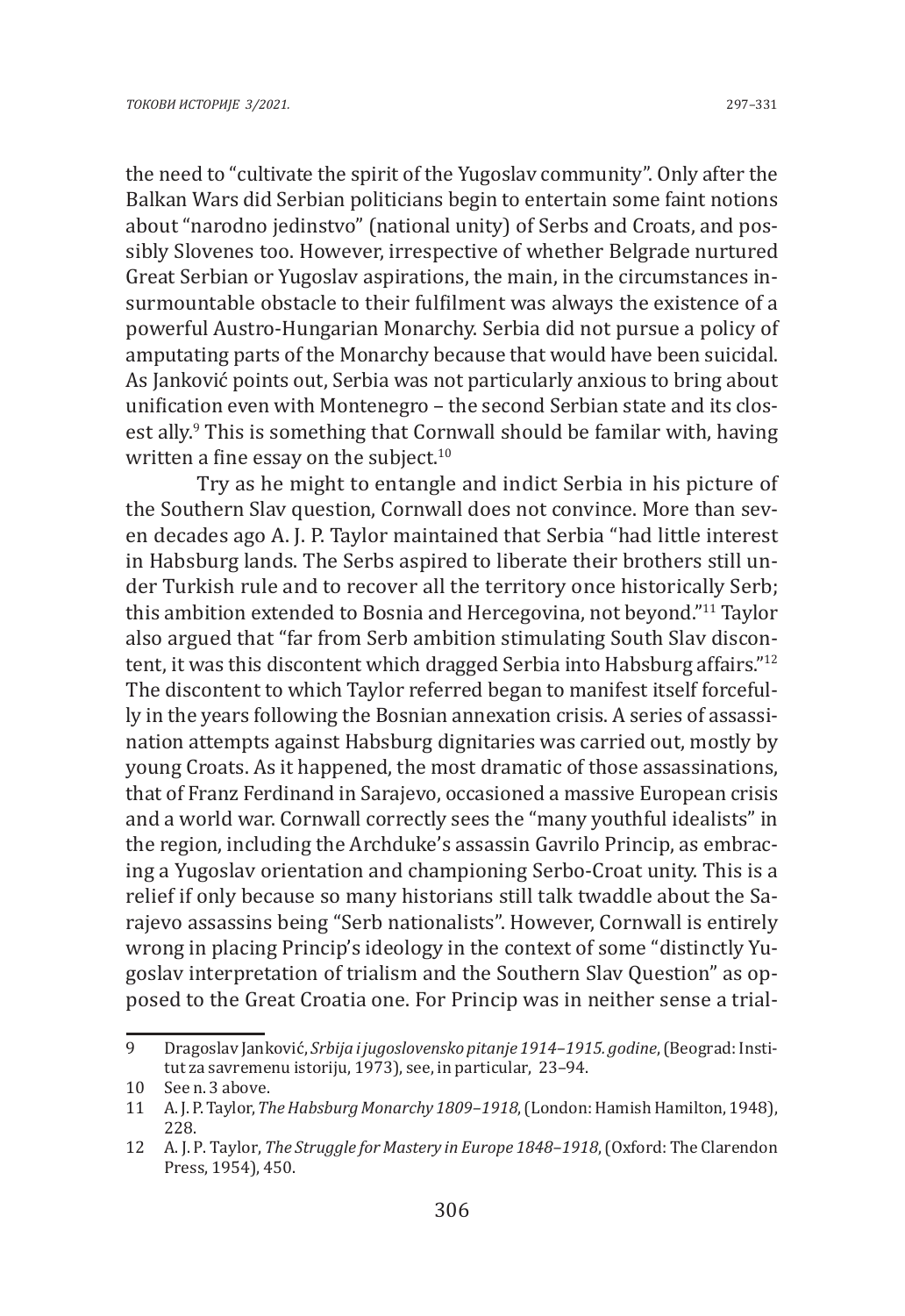the need to "cultivate the spirit of the Yugoslav community". Only after the Balkan Wars did Serbian politicians begin to entertain some faint notions about "narodno jedinstvo" (national unity) of Serbs and Croats, and possibly Slovenes too. However, irrespective of whether Belgrade nurtured Great Serbian or Yugoslav aspirations, the main, in the circumstances insurmountable obstacle to their fulfilment was always the existence of a powerful Austro-Hungarian Monarchy. Serbia did not pursue a policy of amputating parts of the Monarchy because that would have been suicidal. As Janković points out, Serbia was not particularly anxious to bring about unification even with Montenegro – the second Serbian state and its closest ally.[9] This is something that Cornwall should be familar with, having written a fine essay on the subject.[10]

Try as he might to entangle and indict Serbia in his picture of the Southern Slav question, Cornwall does not convince. More than seven decades ago A. J. P. Taylor maintained that Serbia "had little interest in Habsburg lands. The Serbs aspired to liberate their brothers still under Turkish rule and to recover all the territory once historically Serb; this ambition extended to Bosnia and Hercegovina, not beyond."[11] Taylor also argued that "far from Serb ambition stimulating South Slav discontent, it was this discontent which dragged Serbia into Habsburg affairs."[12] The discontent to which Taylor referred began to manifest itself forcefully in the years following the Bosnian annexation crisis. A series of assassination attempts against Habsburg dignitaries was carried out, mostly by young Croats. As it happened, the most dramatic of those assassinations, that of Franz Ferdinand in Sarajevo, occasioned a massive European crisis and a world war. Cornwall correctly sees the "many youthful idealists" in the region, including the Archduke's assassin Gavrilo Princip, as embracing a Yugoslav orientation and championing Serbo-Croat unity. This is a relief if only because so many historians still talk twaddle about the Sarajevo assassins being "Serb nationalists". However, Cornwall is entirely wrong in placing Princip's ideology in the context of some "distinctly Yugoslav interpretation of trialism and the Southern Slav Question" as opposed to the Great Croatia one. For Princip was in neither sense a trial-

---

9 Dragoslav Janković, *Srbija i jugoslovensko pitanje 1914–1915. godine*, (Beograd: Institut za savremenu istoriju, 1973), see, in particular, 23–94.

10 See n. 3 above.

11 A. J. P. Taylor, *The Habsburg Monarchy 1809–1918*, (London: Hamish Hamilton, 1948), 228.

12 A. J. P. Taylor, *The Struggle for Mastery in Europe 1848–1918*, (Oxford: The Clarendon Press, 1954), 450.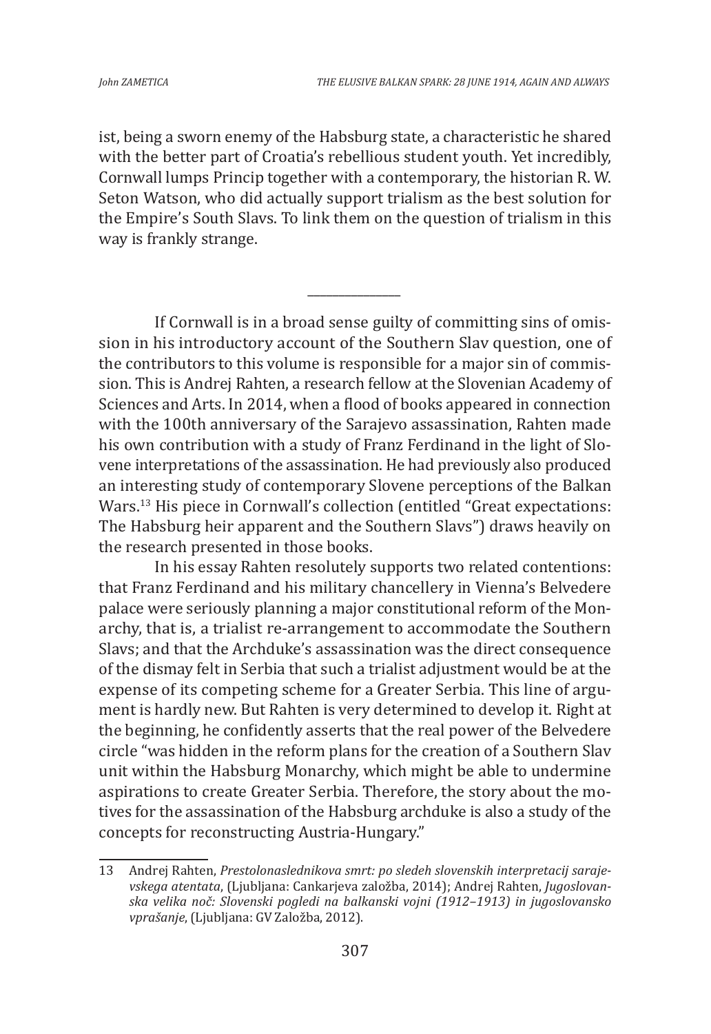ist, being a sworn enemy of the Habsburg state, a characteristic he shared with the better part of Croatia's rebellious student youth. Yet incredibly, Cornwall lumps Princip together with a contemporary, the historian R. W. Seton Watson, who did actually support trialism as the best solution for the Empire's South Slavs. To link them on the question of trialism in this way is frankly strange.

---

If Cornwall is in a broad sense guilty of committing sins of omission in his introductory account of the Southern Slav question, one of the contributors to this volume is responsible for a major sin of commission. This is Andrej Rahten, a research fellow at the Slovenian Academy of Sciences and Arts. In 2014, when a flood of books appeared in connection with the 100th anniversary of the Sarajevo assassination, Rahten made his own contribution with a study of Franz Ferdinand in the light of Slovene interpretations of the assassination. He had previously also produced an interesting study of contemporary Slovene perceptions of the Balkan Wars.[13] His piece in Cornwall's collection (entitled "Great expectations: The Habsburg heir apparent and the Southern Slavs") draws heavily on the research presented in those books.

In his essay Rahten resolutely supports two related contentions: that Franz Ferdinand and his military chancellery in Vienna's Belvedere palace were seriously planning a major constitutional reform of the Monarchy, that is, a trialist re-arrangement to accommodate the Southern Slavs; and that the Archduke's assassination was the direct consequence of the dismay felt in Serbia that such a trialist adjustment would be at the expense of its competing scheme for a Greater Serbia. This line of argument is hardly new. But Rahten is very determined to develop it. Right at the beginning, he confidently asserts that the real power of the Belvedere circle "was hidden in the reform plans for the creation of a Southern Slav unit within the Habsburg Monarchy, which might be able to undermine aspirations to create Greater Serbia. Therefore, the story about the motives for the assassination of the Habsburg archduke is also a study of the concepts for reconstructing Austria-Hungary."

---

13 Andrej Rahten, *Prestolonaslednikova smrt: po sledeh slovenskih interpretacij sarajevskega atentata*, (Ljubljana: Cankarjeva založba, 2014); Andrej Rahten, *Jugoslovanska velika noč: Slovenski pogledi na balkanski vojni (1912–1913) in jugoslovansko vprašanje*, (Ljubljana: GV Založba, 2012).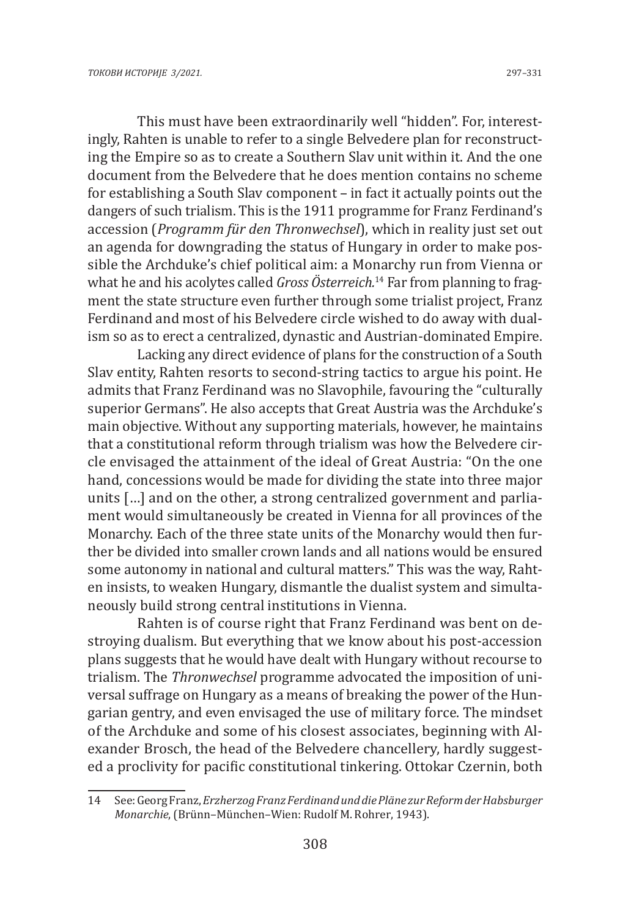This must have been extraordinarily well "hidden". For, interestingly, Rahten is unable to refer to a single Belvedere plan for reconstructing the Empire so as to create a Southern Slav unit within it. And the one document from the Belvedere that he does mention contains no scheme for establishing a South Slav component – in fact it actually points out the dangers of such trialism. This is the 1911 programme for Franz Ferdinand's accession (*Programm für den Thronwechsel*), which in reality just set out an agenda for downgrading the status of Hungary in order to make possible the Archduke's chief political aim: a Monarchy run from Vienna or what he and his acolytes called *Gross Österreich.*[14] Far from planning to fragment the state structure even further through some trialist project, Franz Ferdinand and most of his Belvedere circle wished to do away with dualism so as to erect a centralized, dynastic and Austrian-dominated Empire.

Lacking any direct evidence of plans for the construction of a South Slav entity, Rahten resorts to second-string tactics to argue his point. He admits that Franz Ferdinand was no Slavophile, favouring the "culturally superior Germans". He also accepts that Great Austria was the Archduke's main objective. Without any supporting materials, however, he maintains that a constitutional reform through trialism was how the Belvedere circle envisaged the attainment of the ideal of Great Austria: "On the one hand, concessions would be made for dividing the state into three major units […] and on the other, a strong centralized government and parliament would simultaneously be created in Vienna for all provinces of the Monarchy. Each of the three state units of the Monarchy would then further be divided into smaller crown lands and all nations would be ensured some autonomy in national and cultural matters." This was the way, Rahten insists, to weaken Hungary, dismantle the dualist system and simultaneously build strong central institutions in Vienna.

Rahten is of course right that Franz Ferdinand was bent on destroying dualism. But everything that we know about his post-accession plans suggests that he would have dealt with Hungary without recourse to trialism. The *Thronwechsel* programme advocated the imposition of universal suffrage on Hungary as a means of breaking the power of the Hungarian gentry, and even envisaged the use of military force. The mindset of the Archduke and some of his closest associates, beginning with Alexander Brosch, the head of the Belvedere chancellery, hardly suggested a proclivity for pacific constitutional tinkering. Ottokar Czernin, both

---

14 See: Georg Franz, *Erzherzog Franz Ferdinand und die Pläne zur Reform der Habsburger Monarchie*, (Brünn–München–Wien: Rudolf M. Rohrer, 1943).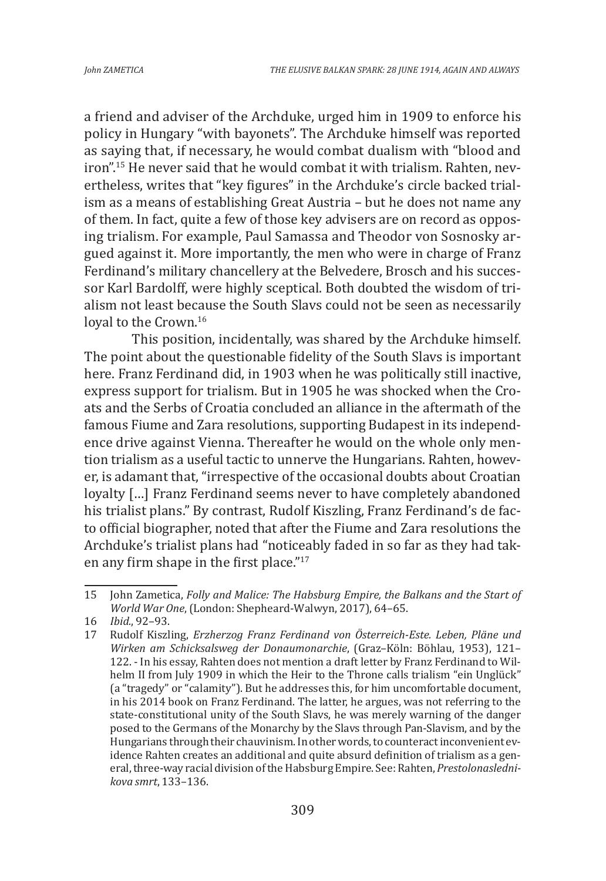a friend and adviser of the Archduke, urged him in 1909 to enforce his policy in Hungary "with bayonets". The Archduke himself was reported as saying that, if necessary, he would combat dualism with "blood and iron".[15] He never said that he would combat it with trialism. Rahten, nevertheless, writes that "key figures" in the Archduke's circle backed trialism as a means of establishing Great Austria – but he does not name any of them. In fact, quite a few of those key advisers are on record as opposing trialism. For example, Paul Samassa and Theodor von Sosnosky argued against it. More importantly, the men who were in charge of Franz Ferdinand's military chancellery at the Belvedere, Brosch and his successor Karl Bardolff, were highly sceptical. Both doubted the wisdom of trialism not least because the South Slavs could not be seen as necessarily loyal to the Crown.[16]

This position, incidentally, was shared by the Archduke himself. The point about the questionable fidelity of the South Slavs is important here. Franz Ferdinand did, in 1903 when he was politically still inactive, express support for trialism. But in 1905 he was shocked when the Croats and the Serbs of Croatia concluded an alliance in the aftermath of the famous Fiume and Zara resolutions, supporting Budapest in its independence drive against Vienna. Thereafter he would on the whole only mention trialism as a useful tactic to unnerve the Hungarians. Rahten, however, is adamant that, "irrespective of the occasional doubts about Croatian loyalty […] Franz Ferdinand seems never to have completely abandoned his trialist plans." By contrast, Rudolf Kiszling, Franz Ferdinand's de facto official biographer, noted that after the Fiume and Zara resolutions the Archduke's trialist plans had "noticeably faded in so far as they had taken any firm shape in the first place."[17]

---

15 John Zametica, *Folly and Malice: The Habsburg Empire, the Balkans and the Start of World War One*, (London: Shepheard-Walwyn, 2017), 64–65.

16 *Ibid.*, 92–93.

17 Rudolf Kiszling, *Erzherzog Franz Ferdinand von Österreich-Este. Leben, Pläne und Wirken am Schicksalsweg der Donaumonarchie*, (Graz–Köln: Böhlau, 1953), 121–122. - In his essay, Rahten does not mention a draft letter by Franz Ferdinand to Wilhelm II from July 1909 in which the Heir to the Throne calls trialism "ein Unglück" (a "tragedy" or "calamity"). But he addresses this, for him uncomfortable document, in his 2014 book on Franz Ferdinand. The latter, he argues, was not referring to the state-constitutional unity of the South Slavs, he was merely warning of the danger posed to the Germans of the Monarchy by the Slavs through Pan-Slavism, and by the Hungarians through their chauvinism. In other words, to counteract inconvenient evidence Rahten creates an additional and quite absurd definition of trialism as a general, three-way racial division of the Habsburg Empire. See: Rahten, *Prestolonaslednikova smrt*, 133–136.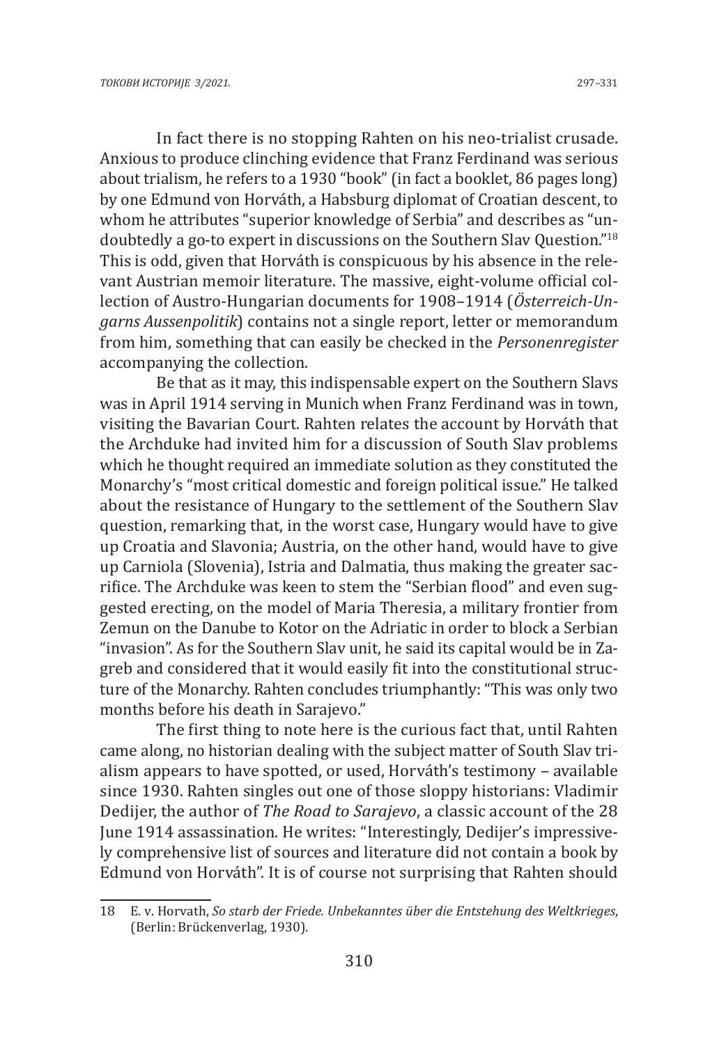In fact there is no stopping Rahten on his neo-trialist crusade. Anxious to produce clinching evidence that Franz Ferdinand was serious about trialism, he refers to a 1930 "book" (in fact a booklet, 86 pages long) by one Edmund von Horváth, a Habsburg diplomat of Croatian descent, to whom he attributes "superior knowledge of Serbia" and describes as "undoubtedly a go-to expert in discussions on the Southern Slav Question."[18] This is odd, given that Horváth is conspicuous by his absence in the relevant Austrian memoir literature. The massive, eight-volume official collection of Austro-Hungarian documents for 1908–1914 (*Österreich-Ungarns Aussenpolitik*) contains not a single report, letter or memorandum from him, something that can easily be checked in the *Personenregister* accompanying the collection.

Be that as it may, this indispensable expert on the Southern Slavs was in April 1914 serving in Munich when Franz Ferdinand was in town, visiting the Bavarian Court. Rahten relates the account by Horváth that the Archduke had invited him for a discussion of South Slav problems which he thought required an immediate solution as they constituted the Monarchy's "most critical domestic and foreign political issue." He talked about the resistance of Hungary to the settlement of the Southern Slav question, remarking that, in the worst case, Hungary would have to give up Croatia and Slavonia; Austria, on the other hand, would have to give up Carniola (Slovenia), Istria and Dalmatia, thus making the greater sacrifice. The Archduke was keen to stem the "Serbian flood" and even suggested erecting, on the model of Maria Theresia, a military frontier from Zemun on the Danube to Kotor on the Adriatic in order to block a Serbian "invasion". As for the Southern Slav unit, he said its capital would be in Zagreb and considered that it would easily fit into the constitutional structure of the Monarchy. Rahten concludes triumphantly: "This was only two months before his death in Sarajevo."

The first thing to note here is the curious fact that, until Rahten came along, no historian dealing with the subject matter of South Slav trialism appears to have spotted, or used, Horváth's testimony – available since 1930. Rahten singles out one of those sloppy historians: Vladimir Dedijer, the author of *The Road to Sarajevo*, a classic account of the 28 June 1914 assassination. He writes: "Interestingly, Dedijer's impressively comprehensive list of sources and literature did not contain a book by Edmund von Horváth". It is of course not surprising that Rahten should

---

18 E. v. Horvath, *So starb der Friede. Unbekanntes über die Entstehung des Weltkrieges*, (Berlin: Brückenverlag, 1930).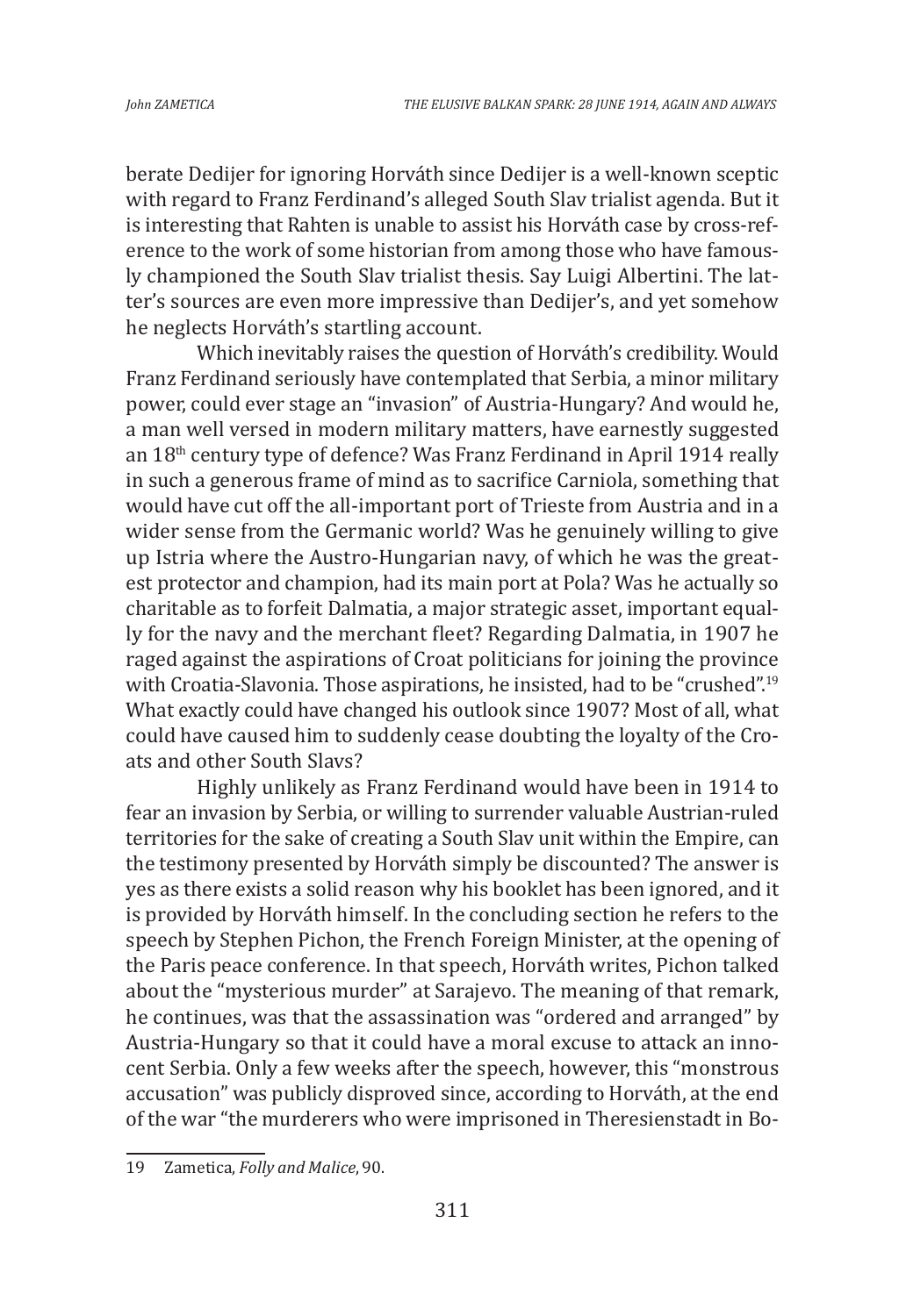berate Dedijer for ignoring Horváth since Dedijer is a well-known sceptic with regard to Franz Ferdinand's alleged South Slav trialist agenda. But it is interesting that Rahten is unable to assist his Horváth case by cross-reference to the work of some historian from among those who have famously championed the South Slav trialist thesis. Say Luigi Albertini. The latter's sources are even more impressive than Dedijer's, and yet somehow he neglects Horváth's startling account.

Which inevitably raises the question of Horváth's credibility. Would Franz Ferdinand seriously have contemplated that Serbia, a minor military power, could ever stage an "invasion" of Austria-Hungary? And would he, a man well versed in modern military matters, have earnestly suggested an 18th century type of defence? Was Franz Ferdinand in April 1914 really in such a generous frame of mind as to sacrifice Carniola, something that would have cut off the all-important port of Trieste from Austria and in a wider sense from the Germanic world? Was he genuinely willing to give up Istria where the Austro-Hungarian navy, of which he was the greatest protector and champion, had its main port at Pola? Was he actually so charitable as to forfeit Dalmatia, a major strategic asset, important equally for the navy and the merchant fleet? Regarding Dalmatia, in 1907 he raged against the aspirations of Croat politicians for joining the province with Croatia-Slavonia. Those aspirations, he insisted, had to be "crushed".[19] What exactly could have changed his outlook since 1907? Most of all, what could have caused him to suddenly cease doubting the loyalty of the Croats and other South Slavs?

Highly unlikely as Franz Ferdinand would have been in 1914 to fear an invasion by Serbia, or willing to surrender valuable Austrian-ruled territories for the sake of creating a South Slav unit within the Empire, can the testimony presented by Horváth simply be discounted? The answer is yes as there exists a solid reason why his booklet has been ignored, and it is provided by Horváth himself. In the concluding section he refers to the speech by Stephen Pichon, the French Foreign Minister, at the opening of the Paris peace conference. In that speech, Horváth writes, Pichon talked about the "mysterious murder" at Sarajevo. The meaning of that remark, he continues, was that the assassination was "ordered and arranged" by Austria-Hungary so that it could have a moral excuse to attack an innocent Serbia. Only a few weeks after the speech, however, this "monstrous accusation" was publicly disproved since, according to Horváth, at the end of the war "the murderers who were imprisoned in Theresienstadt in Bo-

---

19 Zametica, *Folly and Malice*, 90.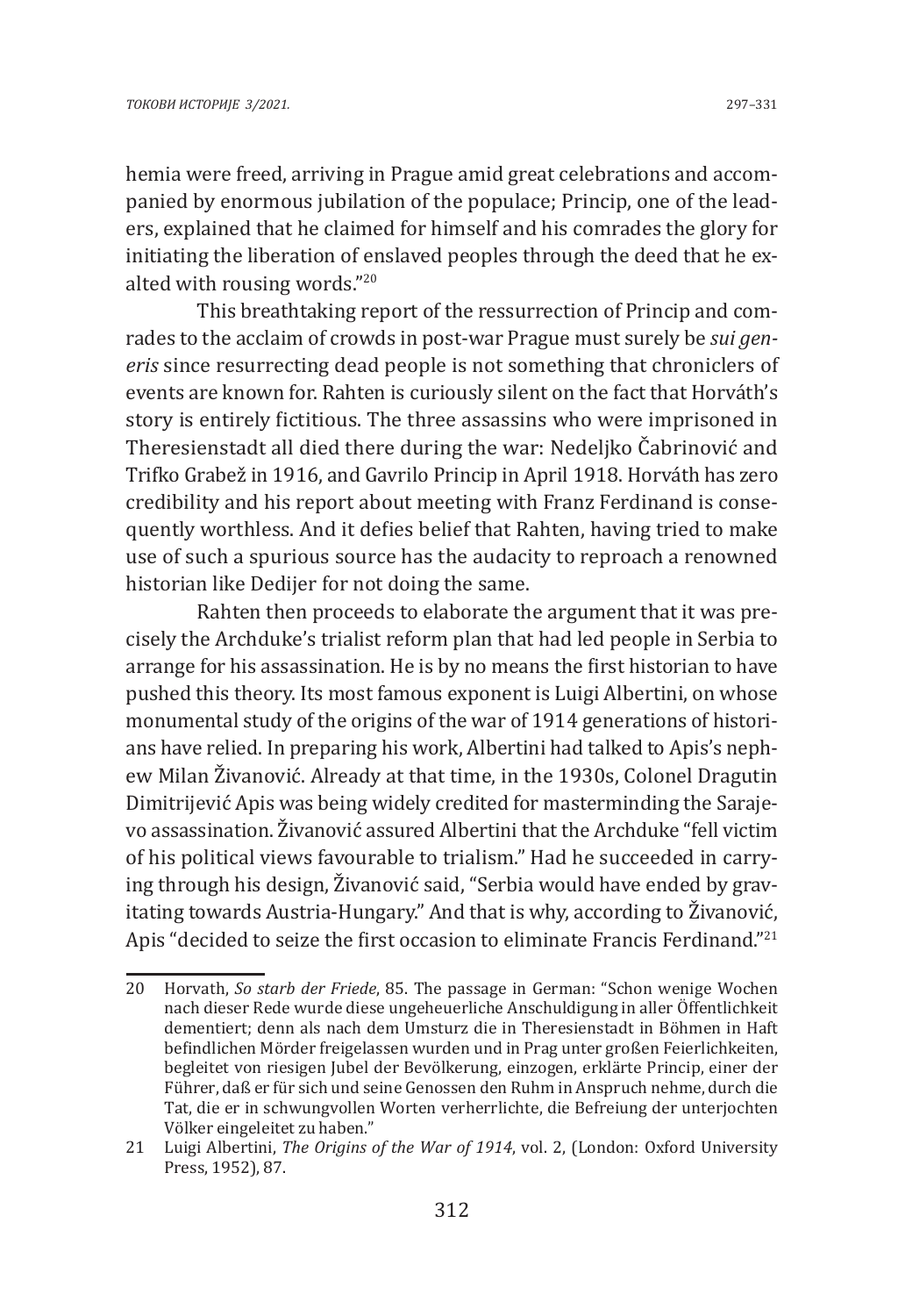hemia were freed, arriving in Prague amid great celebrations and accompanied by enormous jubilation of the populace; Princip, one of the leaders, explained that he claimed for himself and his comrades the glory for initiating the liberation of enslaved peoples through the deed that he exalted with rousing words."[20]

This breathtaking report of the ressurrection of Princip and comrades to the acclaim of crowds in post-war Prague must surely be *sui generis* since resurrecting dead people is not something that chroniclers of events are known for. Rahten is curiously silent on the fact that Horváth's story is entirely fictitious. The three assassins who were imprisoned in Theresienstadt all died there during the war: Nedeljko Čabrinović and Trifko Grabež in 1916, and Gavrilo Princip in April 1918. Horváth has zero credibility and his report about meeting with Franz Ferdinand is consequently worthless. And it defies belief that Rahten, having tried to make use of such a spurious source has the audacity to reproach a renowned historian like Dedijer for not doing the same.

Rahten then proceeds to elaborate the argument that it was precisely the Archduke's trialist reform plan that had led people in Serbia to arrange for his assassination. He is by no means the first historian to have pushed this theory. Its most famous exponent is Luigi Albertini, on whose monumental study of the origins of the war of 1914 generations of historians have relied. In preparing his work, Albertini had talked to Apis's nephew Milan Živanović. Already at that time, in the 1930s, Colonel Dragutin Dimitrijević Apis was being widely credited for masterminding the Sarajevo assassination. Živanović assured Albertini that the Archduke "fell victim of his political views favourable to trialism." Had he succeeded in carrying through his design, Živanović said, "Serbia would have ended by gravitating towards Austria-Hungary." And that is why, according to Živanović, Apis "decided to seize the first occasion to eliminate Francis Ferdinand."[21]

---

20 Horvath, *So starb der Friede*, 85. The passage in German: "Schon wenige Wochen nach dieser Rede wurde diese ungeheuerliche Anschuldigung in aller Öffentlichkeit dementiert; denn als nach dem Umsturz die in Theresienstadt in Böhmen in Haft befindlichen Mörder freigelassen wurden und in Prag unter großen Feierlichkeiten, begleitet von riesigen Jubel der Bevölkerung, einzogen, erklärte Princip, einer der Führer, daß er für sich und seine Genossen den Ruhm in Anspruch nehme, durch die Tat, die er in schwungvollen Worten verherrlichte, die Befreiung der unterjochten Völker eingeleitet zu haben."

21 Luigi Albertini, *The Origins of the War of 1914*, vol. 2, (London: Oxford University Press, 1952), 87.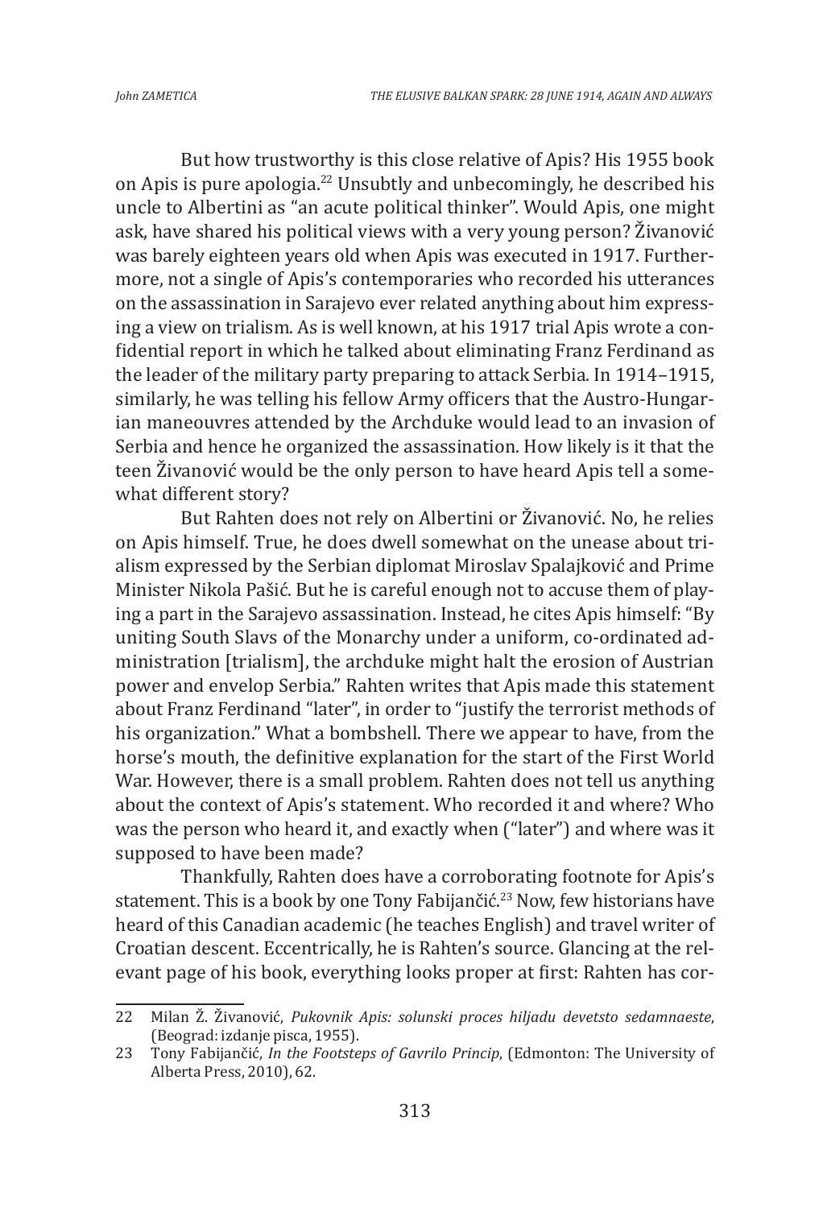But how trustworthy is this close relative of Apis? His 1955 book on Apis is pure apologia.[22] Unsubtly and unbecomingly, he described his uncle to Albertini as "an acute political thinker". Would Apis, one might ask, have shared his political views with a very young person? Živanović was barely eighteen years old when Apis was executed in 1917. Furthermore, not a single of Apis's contemporaries who recorded his utterances on the assassination in Sarajevo ever related anything about him expressing a view on trialism. As is well known, at his 1917 trial Apis wrote a confidential report in which he talked about eliminating Franz Ferdinand as the leader of the military party preparing to attack Serbia. In 1914–1915, similarly, he was telling his fellow Army officers that the Austro-Hungarian maneouvres attended by the Archduke would lead to an invasion of Serbia and hence he organized the assassination. How likely is it that the teen Živanović would be the only person to have heard Apis tell a somewhat different story?

But Rahten does not rely on Albertini or Živanović. No, he relies on Apis himself. True, he does dwell somewhat on the unease about trialism expressed by the Serbian diplomat Miroslav Spalajković and Prime Minister Nikola Pašić. But he is careful enough not to accuse them of playing a part in the Sarajevo assassination. Instead, he cites Apis himself: "By uniting South Slavs of the Monarchy under a uniform, co-ordinated administration [trialism], the archduke might halt the erosion of Austrian power and envelop Serbia." Rahten writes that Apis made this statement about Franz Ferdinand "later", in order to "justify the terrorist methods of his organization." What a bombshell. There we appear to have, from the horse's mouth, the definitive explanation for the start of the First World War. However, there is a small problem. Rahten does not tell us anything about the context of Apis's statement. Who recorded it and where? Who was the person who heard it, and exactly when ("later") and where was it supposed to have been made?

Thankfully, Rahten does have a corroborating footnote for Apis's statement. This is a book by one Tony Fabijančić.[23] Now, few historians have heard of this Canadian academic (he teaches English) and travel writer of Croatian descent. Eccentrically, he is Rahten's source. Glancing at the relevant page of his book, everything looks proper at first: Rahten has cor-

---

22 Milan Ž. Živanović, *Pukovnik Apis: solunski proces hiljadu devetsto sedamnaeste*, (Beograd: izdanje pisca, 1955).

23 Tony Fabijančić, *In the Footsteps of Gavrilo Princip*, (Edmonton: The University of Alberta Press, 2010), 62.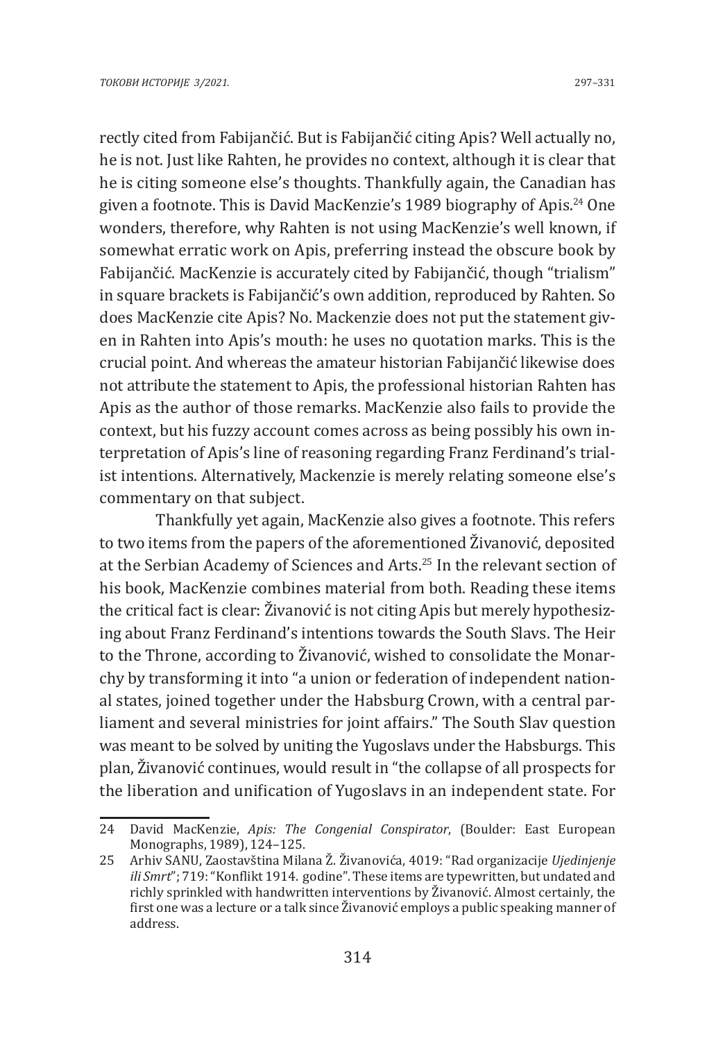rectly cited from Fabijančić. But is Fabijančić citing Apis? Well actually no, he is not. Just like Rahten, he provides no context, although it is clear that he is citing someone else's thoughts. Thankfully again, the Canadian has given a footnote. This is David MacKenzie's 1989 biography of Apis.[24] One wonders, therefore, why Rahten is not using MacKenzie's well known, if somewhat erratic work on Apis, preferring instead the obscure book by Fabijančić. MacKenzie is accurately cited by Fabijančić, though "trialism" in square brackets is Fabijančić's own addition, reproduced by Rahten. So does MacKenzie cite Apis? No. Mackenzie does not put the statement given in Rahten into Apis's mouth: he uses no quotation marks. This is the crucial point. And whereas the amateur historian Fabijančić likewise does not attribute the statement to Apis, the professional historian Rahten has Apis as the author of those remarks. MacKenzie also fails to provide the context, but his fuzzy account comes across as being possibly his own interpretation of Apis's line of reasoning regarding Franz Ferdinand's trialist intentions. Alternatively, Mackenzie is merely relating someone else's commentary on that subject.

Thankfully yet again, MacKenzie also gives a footnote. This refers to two items from the papers of the aforementioned Živanović, deposited at the Serbian Academy of Sciences and Arts.[25] In the relevant section of his book, MacKenzie combines material from both. Reading these items the critical fact is clear: Živanović is not citing Apis but merely hypothesizing about Franz Ferdinand's intentions towards the South Slavs. The Heir to the Throne, according to Živanović, wished to consolidate the Monarchy by transforming it into "a union or federation of independent national states, joined together under the Habsburg Crown, with a central parliament and several ministries for joint affairs." The South Slav question was meant to be solved by uniting the Yugoslavs under the Habsburgs. This plan, Živanović continues, would result in "the collapse of all prospects for the liberation and unification of Yugoslavs in an independent state. For

---

24 David MacKenzie, *Apis: The Congenial Conspirator*, (Boulder: East European Monographs, 1989), 124–125.

25 Arhiv SANU, Zaostavština Milana Ž. Živanovića, 4019: "Rad organizacije *Ujedinjenje ili Smrt*"; 719: "Konflikt 1914. godine". These items are typewritten, but undated and richly sprinkled with handwritten interventions by Živanović. Almost certainly, the first one was a lecture or a talk since Živanović employs a public speaking manner of address.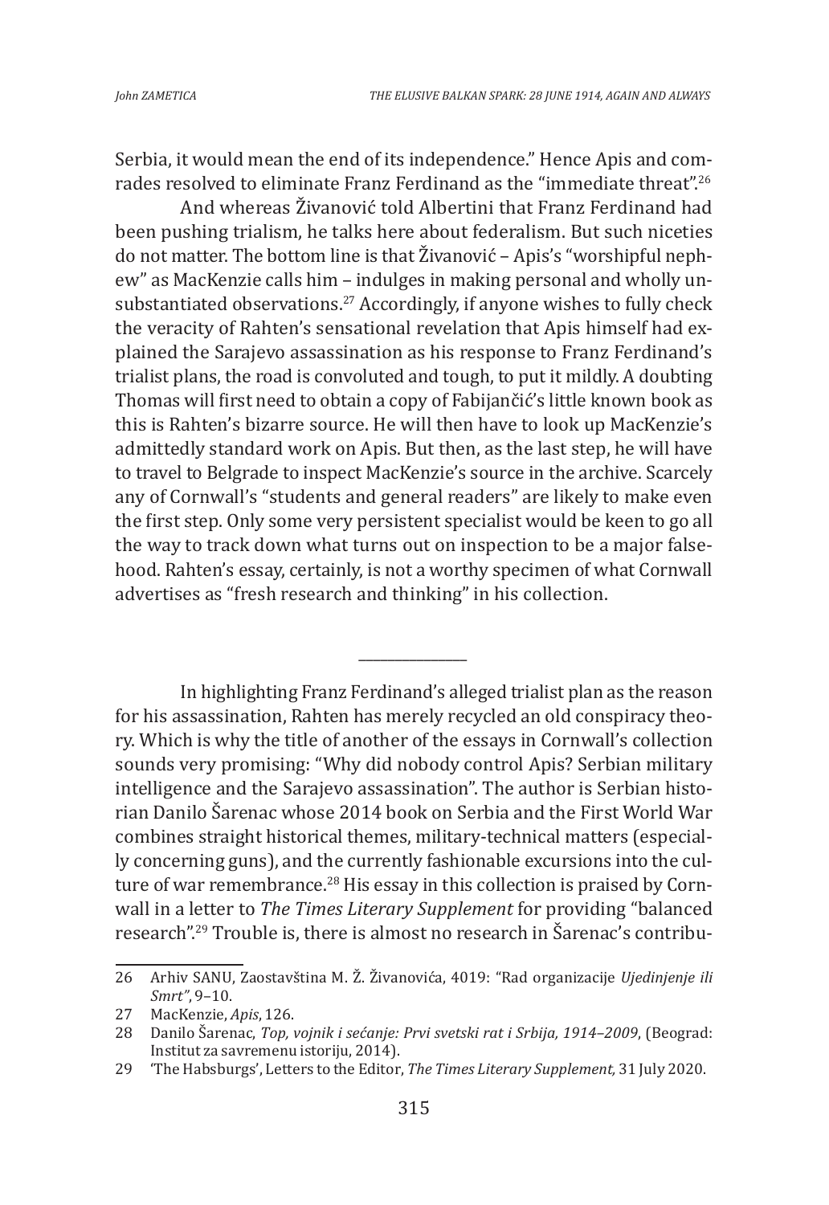Serbia, it would mean the end of its independence." Hence Apis and comrades resolved to eliminate Franz Ferdinand as the "immediate threat".[26]

And whereas Živanović told Albertini that Franz Ferdinand had been pushing trialism, he talks here about federalism. But such niceties do not matter. The bottom line is that Živanović – Apis's "worshipful nephew" as MacKenzie calls him – indulges in making personal and wholly unsubstantiated observations.[27] Accordingly, if anyone wishes to fully check the veracity of Rahten's sensational revelation that Apis himself had explained the Sarajevo assassination as his response to Franz Ferdinand's trialist plans, the road is convoluted and tough, to put it mildly. A doubting Thomas will first need to obtain a copy of Fabijančić's little known book as this is Rahten's bizarre source. He will then have to look up MacKenzie's admittedly standard work on Apis. But then, as the last step, he will have to travel to Belgrade to inspect MacKenzie's source in the archive. Scarcely any of Cornwall's "students and general readers" are likely to make even the first step. Only some very persistent specialist would be keen to go all the way to track down what turns out on inspection to be a major falsehood. Rahten's essay, certainly, is not a worthy specimen of what Cornwall advertises as "fresh research and thinking" in his collection.

---

In highlighting Franz Ferdinand's alleged trialist plan as the reason for his assassination, Rahten has merely recycled an old conspiracy theory. Which is why the title of another of the essays in Cornwall's collection sounds very promising: "Why did nobody control Apis? Serbian military intelligence and the Sarajevo assassination". The author is Serbian historian Danilo Šarenac whose 2014 book on Serbia and the First World War combines straight historical themes, military-technical matters (especially concerning guns), and the currently fashionable excursions into the culture of war remembrance.[28] His essay in this collection is praised by Cornwall in a letter to *The Times Literary Supplement* for providing "balanced research".[29] Trouble is, there is almost no research in Šarenac's contribu-

---

26 Arhiv SANU, Zaostavština M. Ž. Živanovića, 4019: "Rad organizacije *Ujedinjenje ili Smrt*", 9–10.

27 MacKenzie, *Apis*, 126.

28 Danilo Šarenac, *Top, vojnik i sećanje: Prvi svetski rat i Srbija, 1914–2009*, (Beograd: Institut za savremenu istoriju, 2014).

29 'The Habsburgs', Letters to the Editor, *The Times Literary Supplement,* 31 July 2020.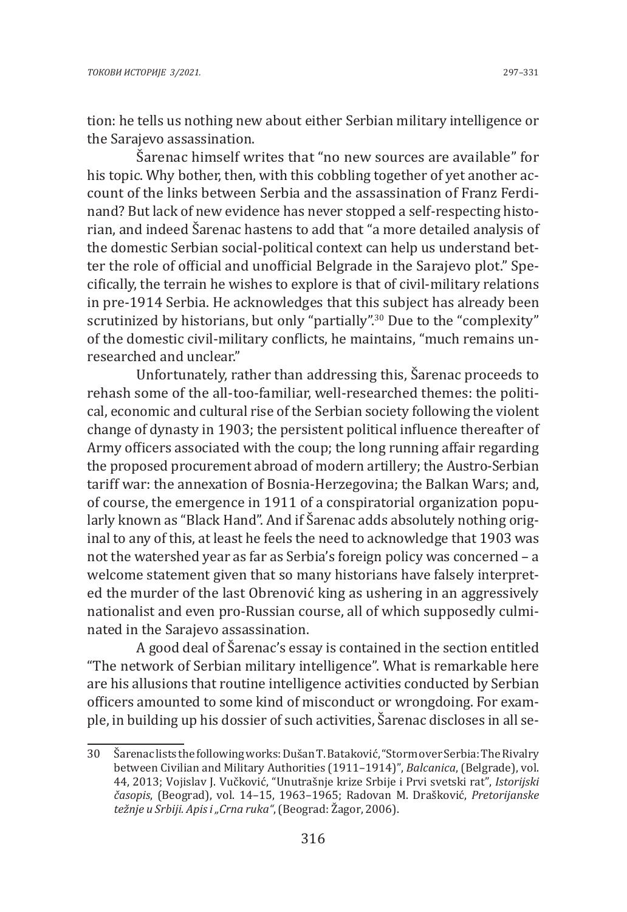tion: he tells us nothing new about either Serbian military intelligence or the Sarajevo assassination.

Šarenac himself writes that "no new sources are available" for his topic. Why bother, then, with this cobbling together of yet another account of the links between Serbia and the assassination of Franz Ferdinand? But lack of new evidence has never stopped a self-respecting historian, and indeed Šarenac hastens to add that "a more detailed analysis of the domestic Serbian social-political context can help us understand better the role of official and unofficial Belgrade in the Sarajevo plot." Specifically, the terrain he wishes to explore is that of civil-military relations in pre-1914 Serbia. He acknowledges that this subject has already been scrutinized by historians, but only "partially".[30] Due to the "complexity" of the domestic civil-military conflicts, he maintains, "much remains unresearched and unclear."

Unfortunately, rather than addressing this, Šarenac proceeds to rehash some of the all-too-familiar, well-researched themes: the political, economic and cultural rise of the Serbian society following the violent change of dynasty in 1903; the persistent political influence thereafter of Army officers associated with the coup; the long running affair regarding the proposed procurement abroad of modern artillery; the Austro-Serbian tariff war: the annexation of Bosnia-Herzegovina; the Balkan Wars; and, of course, the emergence in 1911 of a conspiratorial organization popularly known as "Black Hand". And if Šarenac adds absolutely nothing original to any of this, at least he feels the need to acknowledge that 1903 was not the watershed year as far as Serbia's foreign policy was concerned – a welcome statement given that so many historians have falsely interpreted the murder of the last Obrenović king as ushering in an aggressively nationalist and even pro-Russian course, all of which supposedly culminated in the Sarajevo assassination.

A good deal of Šarenac's essay is contained in the section entitled "The network of Serbian military intelligence". What is remarkable here are his allusions that routine intelligence activities conducted by Serbian officers amounted to some kind of misconduct or wrongdoing. For example, in building up his dossier of such activities, Šarenac discloses in all se-

---

30 Šarenac lists the following works: Dušan T. Bataković, "Storm over Serbia: The Rivalry between Civilian and Military Authorities (1911–1914)", *Balcanica*, (Belgrade), vol. 44, 2013; Vojislav J. Vučković, "Unutrašnje krize Srbije i Prvi svetski rat", *Istorijski časopis*, (Beograd), vol. 14–15, 1963–1965; Radovan M. Drašković, *Pretorijanske težnje u Srbiji. Apis i „Crna ruka"*, (Beograd: Žagor, 2006).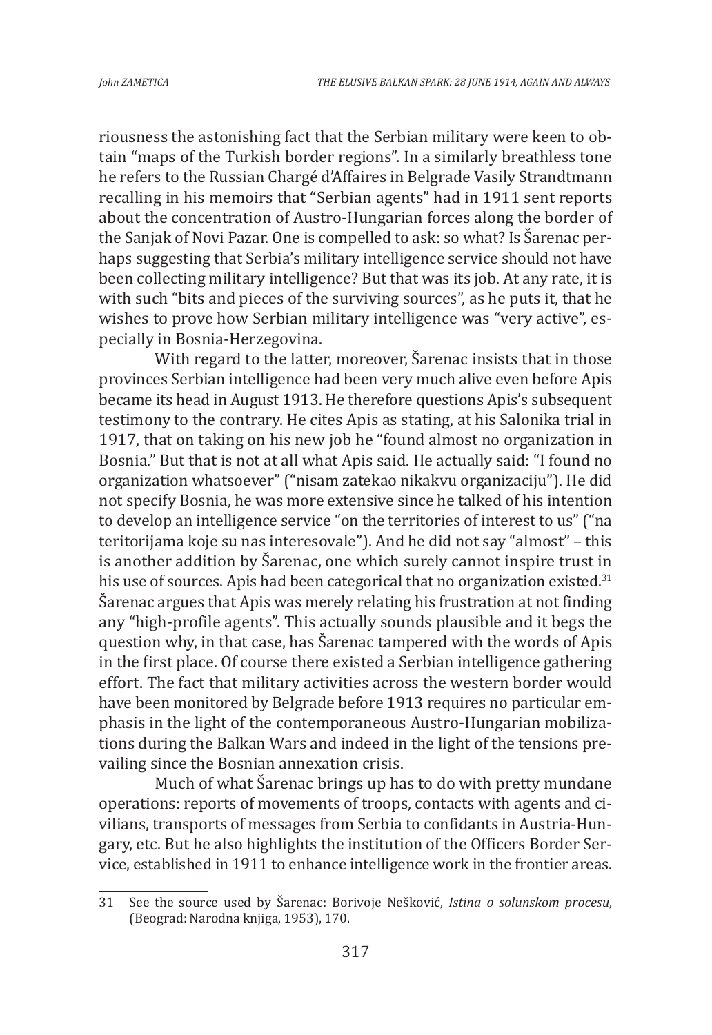riousness the astonishing fact that the Serbian military were keen to obtain "maps of the Turkish border regions". In a similarly breathless tone he refers to the Russian Chargé d'Affaires in Belgrade Vasily Strandtmann recalling in his memoirs that "Serbian agents" had in 1911 sent reports about the concentration of Austro-Hungarian forces along the border of the Sanjak of Novi Pazar. One is compelled to ask: so what? Is Šarenac perhaps suggesting that Serbia's military intelligence service should not have been collecting military intelligence? But that was its job. At any rate, it is with such "bits and pieces of the surviving sources", as he puts it, that he wishes to prove how Serbian military intelligence was "very active", especially in Bosnia-Herzegovina.

With regard to the latter, moreover, Šarenac insists that in those provinces Serbian intelligence had been very much alive even before Apis became its head in August 1913. He therefore questions Apis's subsequent testimony to the contrary. He cites Apis as stating, at his Salonika trial in 1917, that on taking on his new job he "found almost no organization in Bosnia." But that is not at all what Apis said. He actually said: "I found no organization whatsoever" ("nisam zatekao nikakvu organizaciju"). He did not specify Bosnia, he was more extensive since he talked of his intention to develop an intelligence service "on the territories of interest to us" ("na teritorijama koje su nas interesovale"). And he did not say "almost" – this is another addition by Šarenac, one which surely cannot inspire trust in his use of sources. Apis had been categorical that no organization existed.[31] Šarenac argues that Apis was merely relating his frustration at not finding any "high-profile agents". This actually sounds plausible and it begs the question why, in that case, has Šarenac tampered with the words of Apis in the first place. Of course there existed a Serbian intelligence gathering effort. The fact that military activities across the western border would have been monitored by Belgrade before 1913 requires no particular emphasis in the light of the contemporaneous Austro-Hungarian mobilizations during the Balkan Wars and indeed in the light of the tensions prevailing since the Bosnian annexation crisis.

Much of what Šarenac brings up has to do with pretty mundane operations: reports of movements of troops, contacts with agents and civilians, transports of messages from Serbia to confidants in Austria-Hungary, etc. But he also highlights the institution of the Officers Border Service, established in 1911 to enhance intelligence work in the frontier areas.

---

31 See the source used by Šarenac: Borivoje Nešković, *Istina o solunskom procesu*, (Beograd: Narodna knjiga, 1953), 170.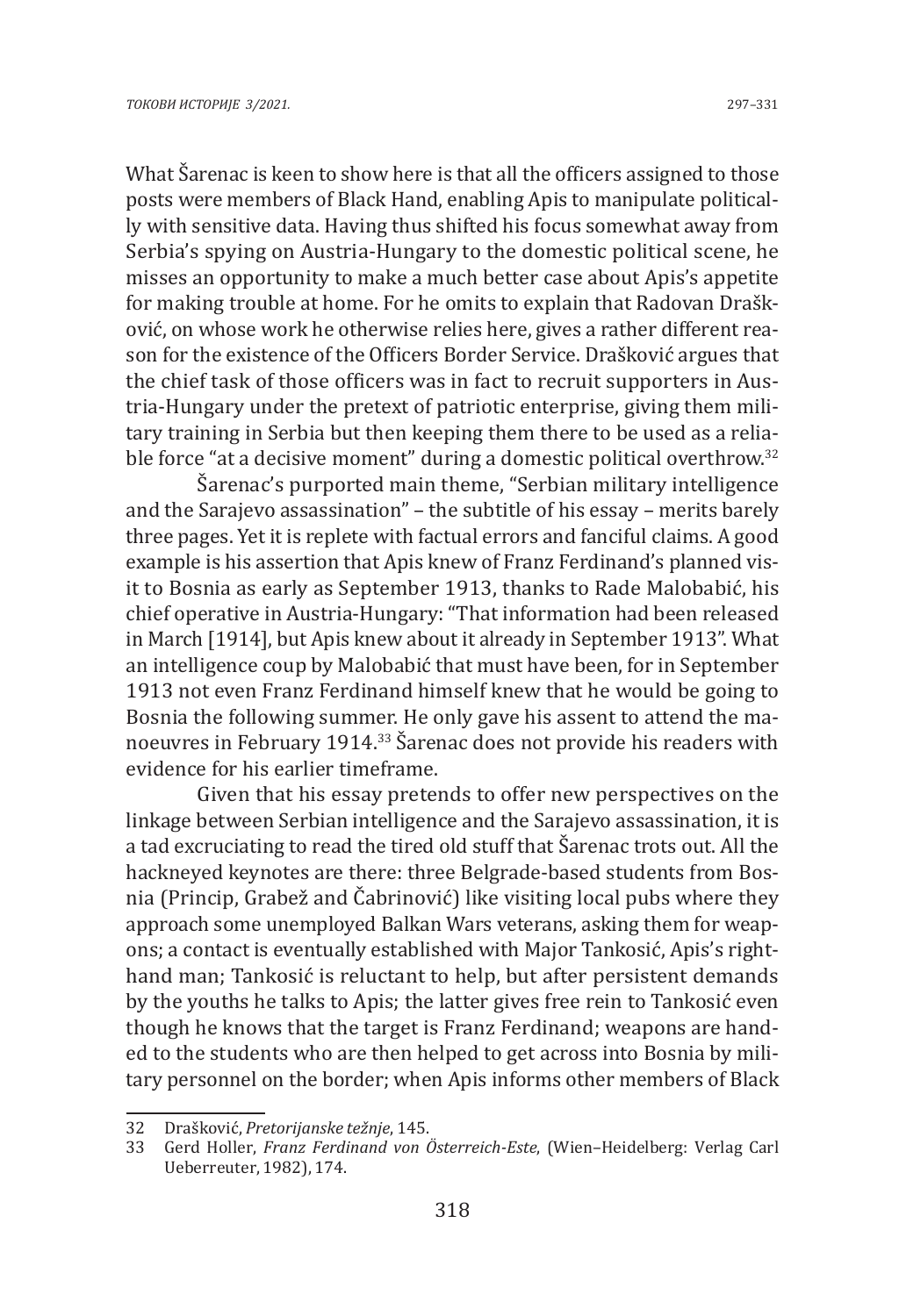What Šarenac is keen to show here is that all the officers assigned to those posts were members of Black Hand, enabling Apis to manipulate politically with sensitive data. Having thus shifted his focus somewhat away from Serbia's spying on Austria-Hungary to the domestic political scene, he misses an opportunity to make a much better case about Apis's appetite for making trouble at home. For he omits to explain that Radovan Drašković, on whose work he otherwise relies here, gives a rather different reason for the existence of the Officers Border Service. Drašković argues that the chief task of those officers was in fact to recruit supporters in Austria-Hungary under the pretext of patriotic enterprise, giving them military training in Serbia but then keeping them there to be used as a reliable force "at a decisive moment" during a domestic political overthrow.[32]

Šarenac's purported main theme, "Serbian military intelligence and the Sarajevo assassination" – the subtitle of his essay – merits barely three pages. Yet it is replete with factual errors and fanciful claims. A good example is his assertion that Apis knew of Franz Ferdinand's planned visit to Bosnia as early as September 1913, thanks to Rade Malobabić, his chief operative in Austria-Hungary: "That information had been released in March [1914], but Apis knew about it already in September 1913". What an intelligence coup by Malobabić that must have been, for in September 1913 not even Franz Ferdinand himself knew that he would be going to Bosnia the following summer. He only gave his assent to attend the manoeuvres in February 1914.[33] Šarenac does not provide his readers with evidence for his earlier timeframe.

Given that his essay pretends to offer new perspectives on the linkage between Serbian intelligence and the Sarajevo assassination, it is a tad excruciating to read the tired old stuff that Šarenac trots out. All the hackneyed keynotes are there: three Belgrade-based students from Bosnia (Princip, Grabež and Čabrinović) like visiting local pubs where they approach some unemployed Balkan Wars veterans, asking them for weapons; a contact is eventually established with Major Tankosić, Apis's right-hand man; Tankosić is reluctant to help, but after persistent demands by the youths he talks to Apis; the latter gives free rein to Tankosić even though he knows that the target is Franz Ferdinand; weapons are handed to the students who are then helped to get across into Bosnia by military personnel on the border; when Apis informs other members of Black

---

32 Drašković, *Pretorijanske težnje*, 145.

33 Gerd Holler, *Franz Ferdinand von Österreich-Este*, (Wien–Heidelberg: Verlag Carl Ueberreuter, 1982), 174.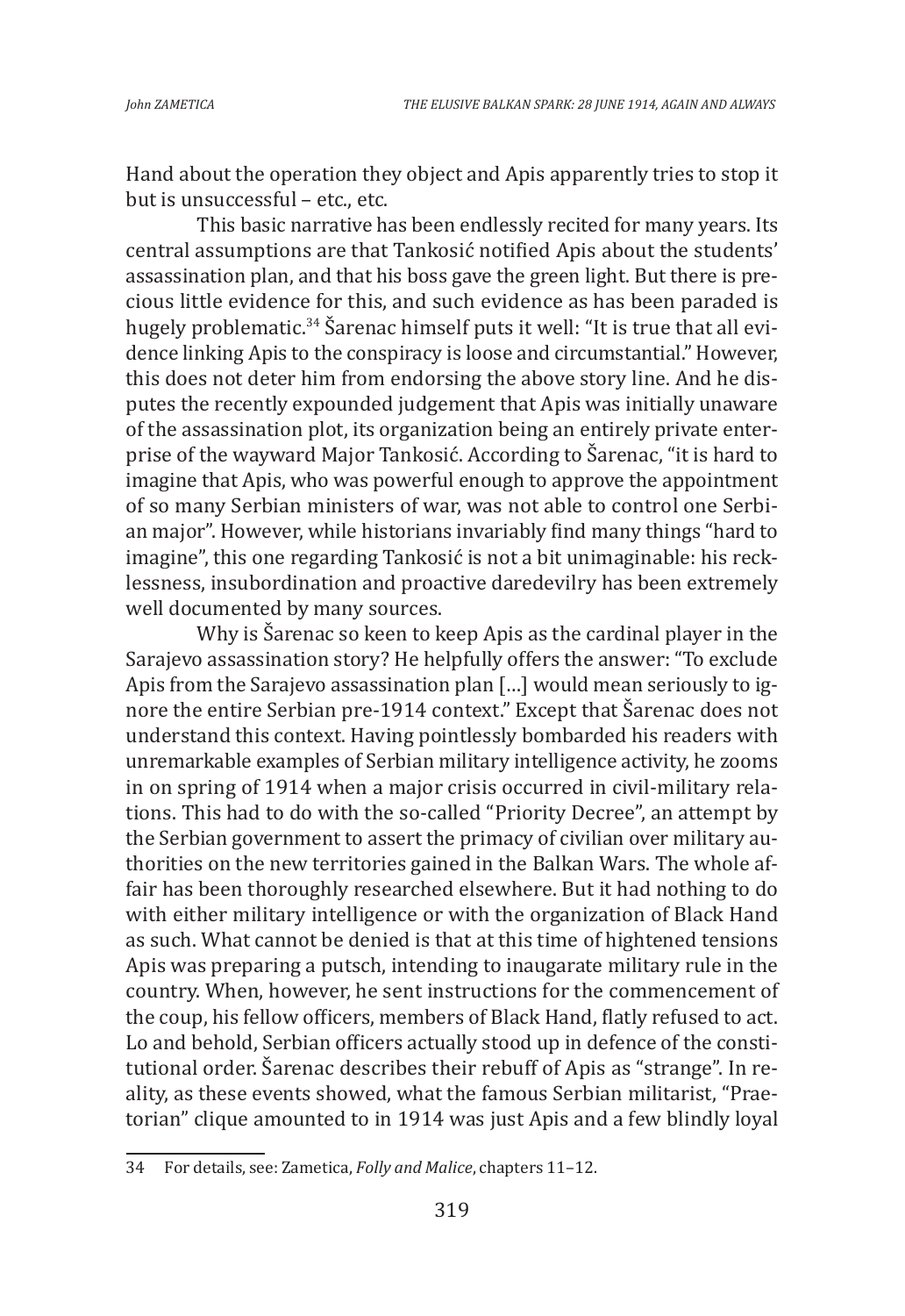Hand about the operation they object and Apis apparently tries to stop it but is unsuccessful – etc., etc.

This basic narrative has been endlessly recited for many years. Its central assumptions are that Tankosić notified Apis about the students' assassination plan, and that his boss gave the green light. But there is precious little evidence for this, and such evidence as has been paraded is hugely problematic.[34] Šarenac himself puts it well: "It is true that all evidence linking Apis to the conspiracy is loose and circumstantial." However, this does not deter him from endorsing the above story line. And he disputes the recently expounded judgement that Apis was initially unaware of the assassination plot, its organization being an entirely private enterprise of the wayward Major Tankosić. According to Šarenac, "it is hard to imagine that Apis, who was powerful enough to approve the appointment of so many Serbian ministers of war, was not able to control one Serbian major". However, while historians invariably find many things "hard to imagine", this one regarding Tankosić is not a bit unimaginable: his recklessness, insubordination and proactive daredevilry has been extremely well documented by many sources.

Why is Šarenac so keen to keep Apis as the cardinal player in the Sarajevo assassination story? He helpfully offers the answer: "To exclude Apis from the Sarajevo assassination plan […] would mean seriously to ignore the entire Serbian pre-1914 context." Except that Šarenac does not understand this context. Having pointlessly bombarded his readers with unremarkable examples of Serbian military intelligence activity, he zooms in on spring of 1914 when a major crisis occurred in civil-military relations. This had to do with the so-called "Priority Decree", an attempt by the Serbian government to assert the primacy of civilian over military authorities on the new territories gained in the Balkan Wars. The whole affair has been thoroughly researched elsewhere. But it had nothing to do with either military intelligence or with the organization of Black Hand as such. What cannot be denied is that at this time of hightened tensions Apis was preparing a putsch, intending to inaugarate military rule in the country. When, however, he sent instructions for the commencement of the coup, his fellow officers, members of Black Hand, flatly refused to act. Lo and behold, Serbian officers actually stood up in defence of the constitutional order. Šarenac describes their rebuff of Apis as "strange". In reality, as these events showed, what the famous Serbian militarist, "Praetorian" clique amounted to in 1914 was just Apis and a few blindly loyal

---

34 For details, see: Zametica, *Folly and Malice*, chapters 11–12.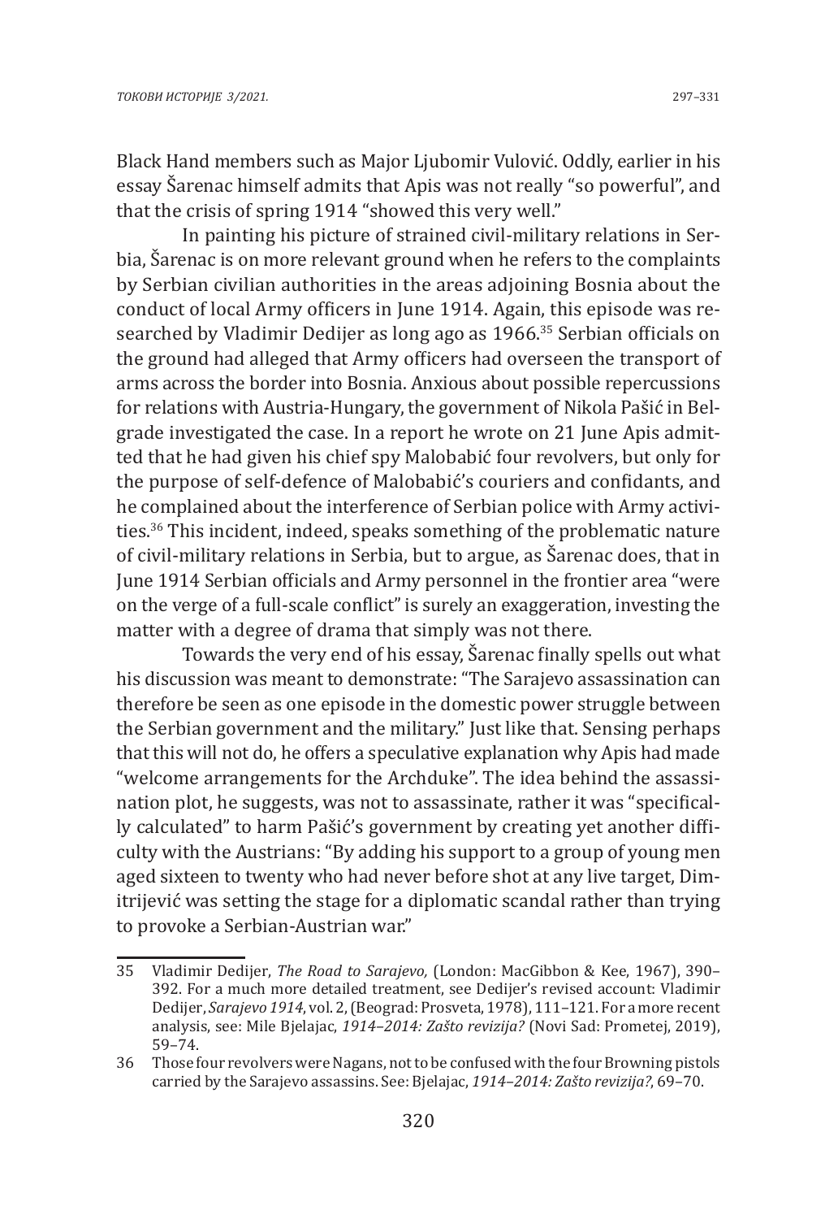Black Hand members such as Major Ljubomir Vulović. Oddly, earlier in his essay Šarenac himself admits that Apis was not really "so powerful", and that the crisis of spring 1914 "showed this very well."

In painting his picture of strained civil-military relations in Serbia, Šarenac is on more relevant ground when he refers to the complaints by Serbian civilian authorities in the areas adjoining Bosnia about the conduct of local Army officers in June 1914. Again, this episode was researched by Vladimir Dedijer as long ago as 1966.[35] Serbian officials on the ground had alleged that Army officers had overseen the transport of arms across the border into Bosnia. Anxious about possible repercussions for relations with Austria-Hungary, the government of Nikola Pašić in Belgrade investigated the case. In a report he wrote on 21 June Apis admitted that he had given his chief spy Malobabić four revolvers, but only for the purpose of self-defence of Malobabić's couriers and confidants, and he complained about the interference of Serbian police with Army activities.[36] This incident, indeed, speaks something of the problematic nature of civil-military relations in Serbia, but to argue, as Šarenac does, that in June 1914 Serbian officials and Army personnel in the frontier area "were on the verge of a full-scale conflict" is surely an exaggeration, investing the matter with a degree of drama that simply was not there.

Towards the very end of his essay, Šarenac finally spells out what his discussion was meant to demonstrate: "The Sarajevo assassination can therefore be seen as one episode in the domestic power struggle between the Serbian government and the military." Just like that. Sensing perhaps that this will not do, he offers a speculative explanation why Apis had made "welcome arrangements for the Archduke". The idea behind the assassination plot, he suggests, was not to assassinate, rather it was "specifically calculated" to harm Pašić's government by creating yet another difficulty with the Austrians: "By adding his support to a group of young men aged sixteen to twenty who had never before shot at any live target, Dimitrijević was setting the stage for a diplomatic scandal rather than trying to provoke a Serbian-Austrian war."

---

35 Vladimir Dedijer, *The Road to Sarajevo,* (London: MacGibbon & Kee, 1967), 390–392. For a much more detailed treatment, see Dedijer's revised account: Vladimir Dedijer, *Sarajevo 1914*, vol. 2, (Beograd: Prosveta, 1978), 111–121. For a more recent analysis, see: Mile Bjelajac, *1914–2014: Zašto revizija?* (Novi Sad: Prometej, 2019), 59–74.

36 Those four revolvers were Nagans, not to be confused with the four Browning pistols carried by the Sarajevo assassins. See: Bjelajac, *1914–2014: Zašto revizija?*, 69–70.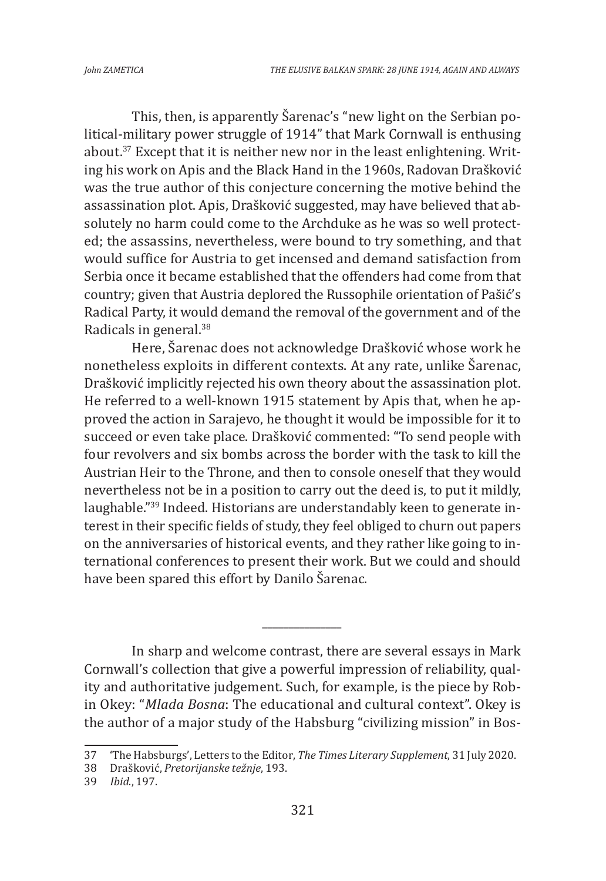This, then, is apparently Šarenac's "new light on the Serbian political-military power struggle of 1914" that Mark Cornwall is enthusing about.[37] Except that it is neither new nor in the least enlightening. Writing his work on Apis and the Black Hand in the 1960s, Radovan Drašković was the true author of this conjecture concerning the motive behind the assassination plot. Apis, Drašković suggested, may have believed that absolutely no harm could come to the Archduke as he was so well protected; the assassins, nevertheless, were bound to try something, and that would suffice for Austria to get incensed and demand satisfaction from Serbia once it became established that the offenders had come from that country; given that Austria deplored the Russophile orientation of Pašić's Radical Party, it would demand the removal of the government and of the Radicals in general.[38]

Here, Šarenac does not acknowledge Drašković whose work he nonetheless exploits in different contexts. At any rate, unlike Šarenac, Drašković implicitly rejected his own theory about the assassination plot. He referred to a well-known 1915 statement by Apis that, when he approved the action in Sarajevo, he thought it would be impossible for it to succeed or even take place. Drašković commented: "To send people with four revolvers and six bombs across the border with the task to kill the Austrian Heir to the Throne, and then to console oneself that they would nevertheless not be in a position to carry out the deed is, to put it mildly, laughable."[39] Indeed. Historians are understandably keen to generate interest in their specific fields of study, they feel obliged to churn out papers on the anniversaries of historical events, and they rather like going to international conferences to present their work. But we could and should have been spared this effort by Danilo Šarenac.

---

In sharp and welcome contrast, there are several essays in Mark Cornwall's collection that give a powerful impression of reliability, quality and authoritative judgement. Such, for example, is the piece by Robin Okey: "*Mlada Bosna*: The educational and cultural context". Okey is the author of a major study of the Habsburg "civilizing mission" in Bos-

37 'The Habsburgs', Letters to the Editor, *The Times Literary Supplement*, 31 July 2020.

38 Drašković, *Pretorijanske težnje*, 193.

39 *Ibid.*, 197.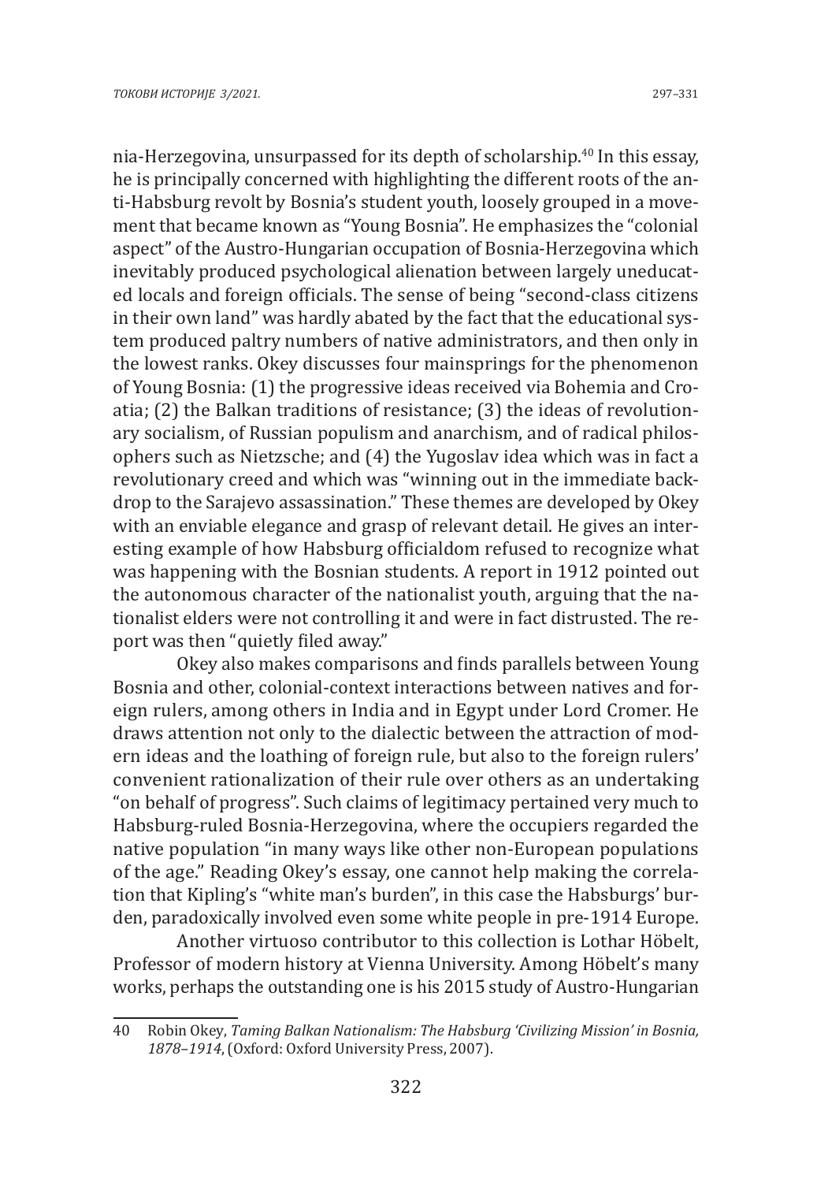nia-Herzegovina, unsurpassed for its depth of scholarship.[40] In this essay, he is principally concerned with highlighting the different roots of the anti-Habsburg revolt by Bosnia's student youth, loosely grouped in a movement that became known as "Young Bosnia". He emphasizes the "colonial aspect" of the Austro-Hungarian occupation of Bosnia-Herzegovina which inevitably produced psychological alienation between largely uneducated locals and foreign officials. The sense of being "second-class citizens in their own land" was hardly abated by the fact that the educational system produced paltry numbers of native administrators, and then only in the lowest ranks. Okey discusses four mainsprings for the phenomenon of Young Bosnia: (1) the progressive ideas received via Bohemia and Croatia; (2) the Balkan traditions of resistance; (3) the ideas of revolutionary socialism, of Russian populism and anarchism, and of radical philosophers such as Nietzsche; and (4) the Yugoslav idea which was in fact a revolutionary creed and which was "winning out in the immediate backdrop to the Sarajevo assassination." These themes are developed by Okey with an enviable elegance and grasp of relevant detail. He gives an interesting example of how Habsburg officialdom refused to recognize what was happening with the Bosnian students. A report in 1912 pointed out the autonomous character of the nationalist youth, arguing that the nationalist elders were not controlling it and were in fact distrusted. The report was then "quietly filed away."

Okey also makes comparisons and finds parallels between Young Bosnia and other, colonial-context interactions between natives and foreign rulers, among others in India and in Egypt under Lord Cromer. He draws attention not only to the dialectic between the attraction of modern ideas and the loathing of foreign rule, but also to the foreign rulers' convenient rationalization of their rule over others as an undertaking "on behalf of progress". Such claims of legitimacy pertained very much to Habsburg-ruled Bosnia-Herzegovina, where the occupiers regarded the native population "in many ways like other non-European populations of the age." Reading Okey's essay, one cannot help making the correlation that Kipling's "white man's burden", in this case the Habsburgs' burden, paradoxically involved even some white people in pre-1914 Europe.

Another virtuoso contributor to this collection is Lothar Höbelt, Professor of modern history at Vienna University. Among Höbelt's many works, perhaps the outstanding one is his 2015 study of Austro-Hungarian

---

40 Robin Okey, *Taming Balkan Nationalism: The Habsburg 'Civilizing Mission' in Bosnia, 1878–1914*, (Oxford: Oxford University Press, 2007).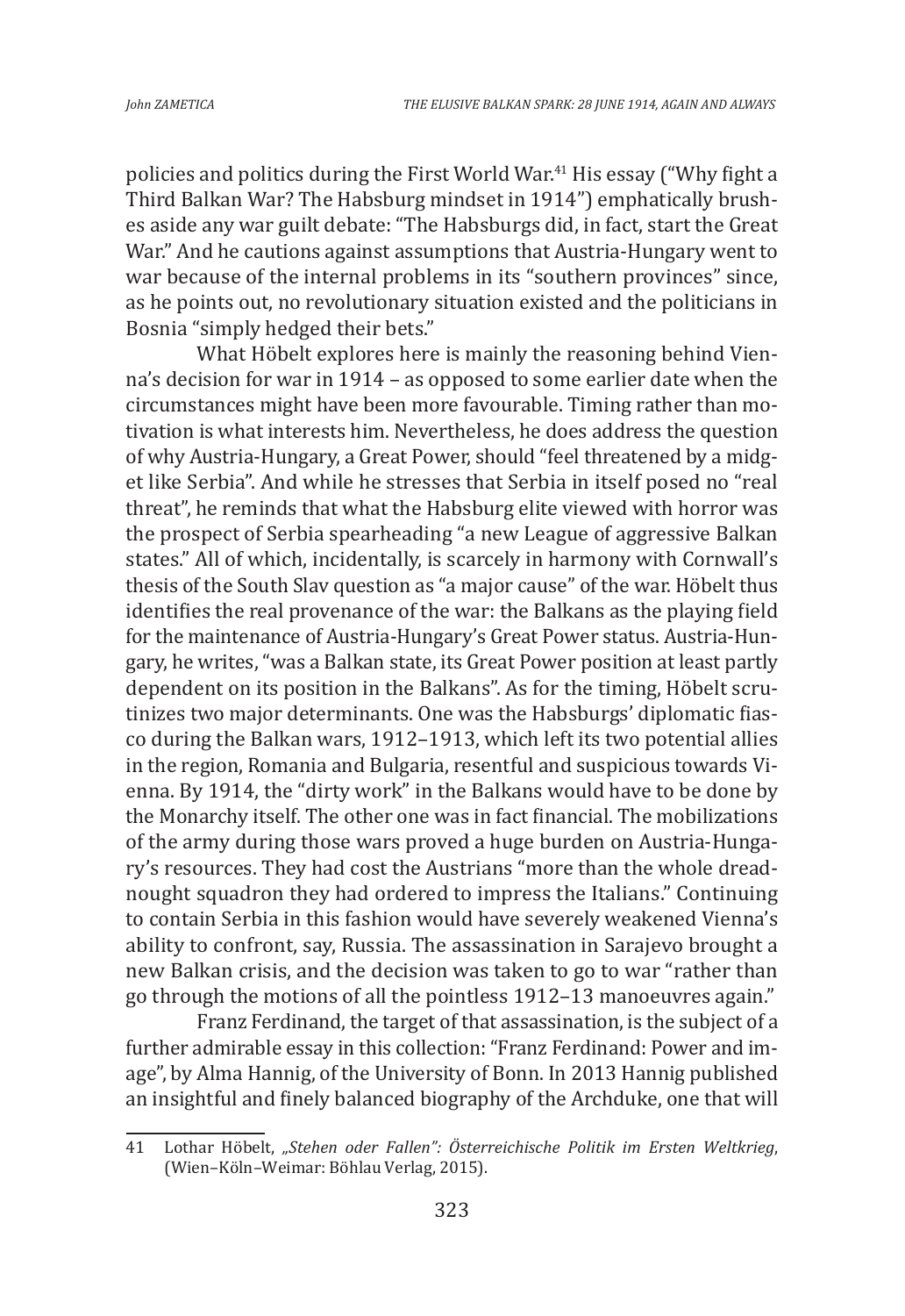policies and politics during the First World War.[41] His essay ("Why fight a Third Balkan War? The Habsburg mindset in 1914") emphatically brushes aside any war guilt debate: "The Habsburgs did, in fact, start the Great War." And he cautions against assumptions that Austria-Hungary went to war because of the internal problems in its "southern provinces" since, as he points out, no revolutionary situation existed and the politicians in Bosnia "simply hedged their bets."

What Höbelt explores here is mainly the reasoning behind Vienna's decision for war in 1914 – as opposed to some earlier date when the circumstances might have been more favourable. Timing rather than motivation is what interests him. Nevertheless, he does address the question of why Austria-Hungary, a Great Power, should "feel threatened by a midget like Serbia". And while he stresses that Serbia in itself posed no "real threat", he reminds that what the Habsburg elite viewed with horror was the prospect of Serbia spearheading "a new League of aggressive Balkan states." All of which, incidentally, is scarcely in harmony with Cornwall's thesis of the South Slav question as "a major cause" of the war. Höbelt thus identifies the real provenance of the war: the Balkans as the playing field for the maintenance of Austria-Hungary's Great Power status. Austria-Hungary, he writes, "was a Balkan state, its Great Power position at least partly dependent on its position in the Balkans". As for the timing, Höbelt scrutinizes two major determinants. One was the Habsburgs' diplomatic fiasco during the Balkan wars, 1912–1913, which left its two potential allies in the region, Romania and Bulgaria, resentful and suspicious towards Vienna. By 1914, the "dirty work" in the Balkans would have to be done by the Monarchy itself. The other one was in fact financial. The mobilizations of the army during those wars proved a huge burden on Austria-Hungary's resources. They had cost the Austrians "more than the whole dreadnought squadron they had ordered to impress the Italians." Continuing to contain Serbia in this fashion would have severely weakened Vienna's ability to confront, say, Russia. The assassination in Sarajevo brought a new Balkan crisis, and the decision was taken to go to war "rather than go through the motions of all the pointless 1912–13 manoeuvres again."

Franz Ferdinand, the target of that assassination, is the subject of a further admirable essay in this collection: "Franz Ferdinand: Power and image", by Alma Hannig, of the University of Bonn. In 2013 Hannig published an insightful and finely balanced biography of the Archduke, one that will

---

41 Lothar Höbelt, *„Stehen oder Fallen": Österreichische Politik im Ersten Weltkrieg*, (Wien–Köln–Weimar: Böhlau Verlag, 2015).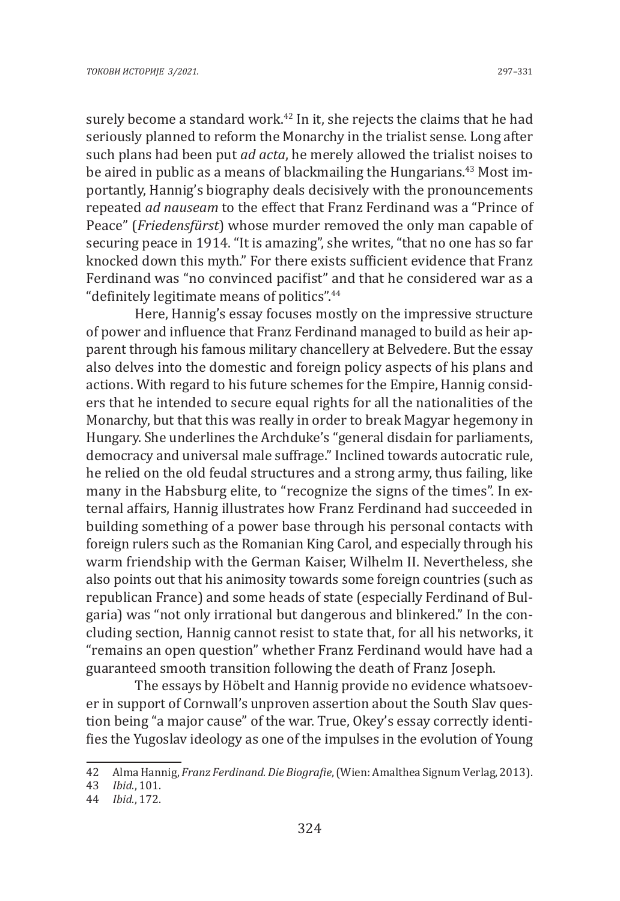surely become a standard work.[42] In it, she rejects the claims that he had seriously planned to reform the Monarchy in the trialist sense. Long after such plans had been put *ad acta*, he merely allowed the trialist noises to be aired in public as a means of blackmailing the Hungarians.[43] Most importantly, Hannig's biography deals decisively with the pronouncements repeated *ad nauseam* to the effect that Franz Ferdinand was a "Prince of Peace" (*Friedensfürst*) whose murder removed the only man capable of securing peace in 1914. "It is amazing", she writes, "that no one has so far knocked down this myth." For there exists sufficient evidence that Franz Ferdinand was "no convinced pacifist" and that he considered war as a "definitely legitimate means of politics".[44]

Here, Hannig's essay focuses mostly on the impressive structure of power and influence that Franz Ferdinand managed to build as heir apparent through his famous military chancellery at Belvedere. But the essay also delves into the domestic and foreign policy aspects of his plans and actions. With regard to his future schemes for the Empire, Hannig considers that he intended to secure equal rights for all the nationalities of the Monarchy, but that this was really in order to break Magyar hegemony in Hungary. She underlines the Archduke's "general disdain for parliaments, democracy and universal male suffrage." Inclined towards autocratic rule, he relied on the old feudal structures and a strong army, thus failing, like many in the Habsburg elite, to "recognize the signs of the times". In external affairs, Hannig illustrates how Franz Ferdinand had succeeded in building something of a power base through his personal contacts with foreign rulers such as the Romanian King Carol, and especially through his warm friendship with the German Kaiser, Wilhelm II. Nevertheless, she also points out that his animosity towards some foreign countries (such as republican France) and some heads of state (especially Ferdinand of Bulgaria) was "not only irrational but dangerous and blinkered." In the concluding section, Hannig cannot resist to state that, for all his networks, it "remains an open question" whether Franz Ferdinand would have had a guaranteed smooth transition following the death of Franz Joseph.

The essays by Höbelt and Hannig provide no evidence whatsoever in support of Cornwall's unproven assertion about the South Slav question being "a major cause" of the war. True, Okey's essay correctly identifies the Yugoslav ideology as one of the impulses in the evolution of Young

---

42 Alma Hannig, *Franz Ferdinand. Die Biografie*, (Wien: Amalthea Signum Verlag, 2013).

43 *Ibid.*, 101.

44 *Ibid.*, 172.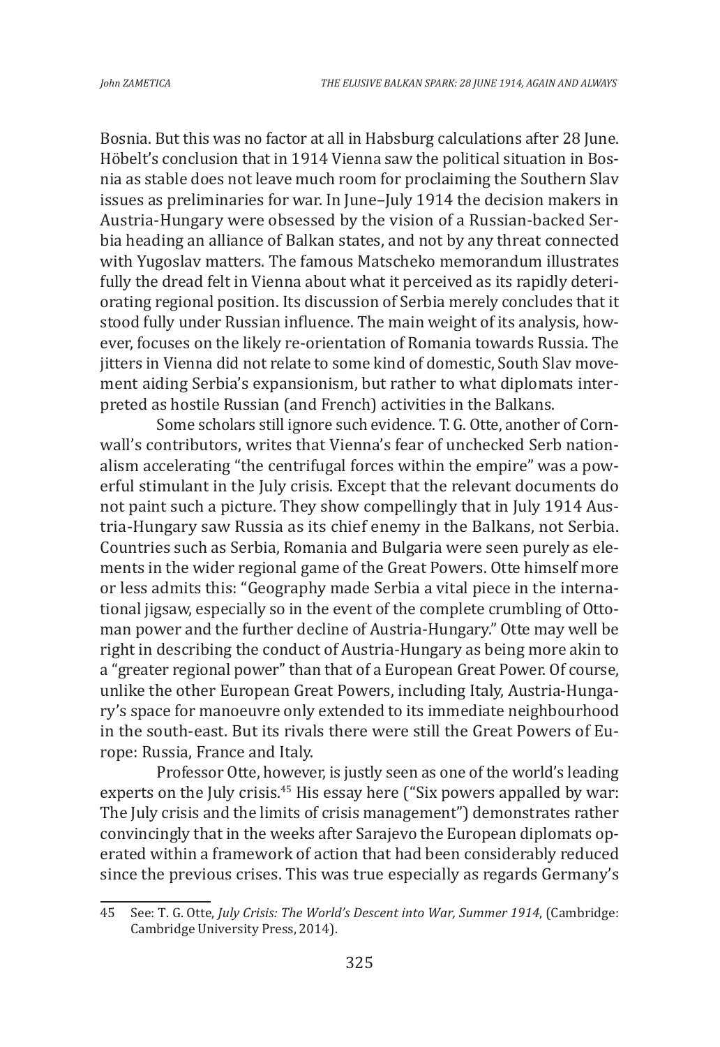Bosnia. But this was no factor at all in Habsburg calculations after 28 June. Höbelt's conclusion that in 1914 Vienna saw the political situation in Bosnia as stable does not leave much room for proclaiming the Southern Slav issues as preliminaries for war. In June–July 1914 the decision makers in Austria-Hungary were obsessed by the vision of a Russian-backed Serbia heading an alliance of Balkan states, and not by any threat connected with Yugoslav matters. The famous Matscheko memorandum illustrates fully the dread felt in Vienna about what it perceived as its rapidly deteriorating regional position. Its discussion of Serbia merely concludes that it stood fully under Russian influence. The main weight of its analysis, however, focuses on the likely re-orientation of Romania towards Russia. The jitters in Vienna did not relate to some kind of domestic, South Slav movement aiding Serbia's expansionism, but rather to what diplomats interpreted as hostile Russian (and French) activities in the Balkans.

Some scholars still ignore such evidence. T. G. Otte, another of Cornwall's contributors, writes that Vienna's fear of unchecked Serb nationalism accelerating "the centrifugal forces within the empire" was a powerful stimulant in the July crisis. Except that the relevant documents do not paint such a picture. They show compellingly that in July 1914 Austria-Hungary saw Russia as its chief enemy in the Balkans, not Serbia. Countries such as Serbia, Romania and Bulgaria were seen purely as elements in the wider regional game of the Great Powers. Otte himself more or less admits this: "Geography made Serbia a vital piece in the international jigsaw, especially so in the event of the complete crumbling of Ottoman power and the further decline of Austria-Hungary." Otte may well be right in describing the conduct of Austria-Hungary as being more akin to a "greater regional power" than that of a European Great Power. Of course, unlike the other European Great Powers, including Italy, Austria-Hungary's space for manoeuvre only extended to its immediate neighbourhood in the south-east. But its rivals there were still the Great Powers of Europe: Russia, France and Italy.

Professor Otte, however, is justly seen as one of the world's leading experts on the July crisis.[45] His essay here ("Six powers appalled by war: The July crisis and the limits of crisis management") demonstrates rather convincingly that in the weeks after Sarajevo the European diplomats operated within a framework of action that had been considerably reduced since the previous crises. This was true especially as regards Germany's

---

45 See: T. G. Otte, *July Crisis: The World's Descent into War, Summer 1914*, (Cambridge: Cambridge University Press, 2014).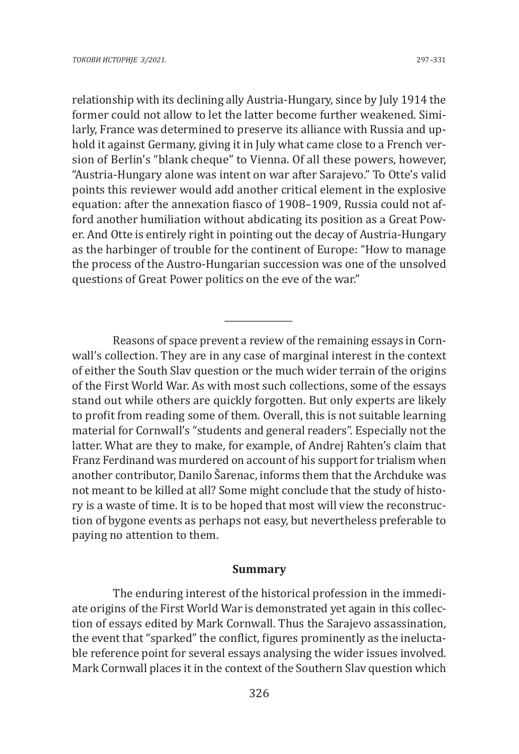relationship with its declining ally Austria-Hungary, since by July 1914 the former could not allow to let the latter become further weakened. Similarly, France was determined to preserve its alliance with Russia and uphold it against Germany, giving it in July what came close to a French version of Berlin's "blank cheque" to Vienna. Of all these powers, however, "Austria-Hungary alone was intent on war after Sarajevo." To Otte's valid points this reviewer would add another critical element in the explosive equation: after the annexation fiasco of 1908–1909, Russia could not afford another humiliation without abdicating its position as a Great Power. And Otte is entirely right in pointing out the decay of Austria-Hungary as the harbinger of trouble for the continent of Europe: "How to manage the process of the Austro-Hungarian succession was one of the unsolved questions of Great Power politics on the eve of the war."

---

Reasons of space prevent a review of the remaining essays in Cornwall's collection. They are in any case of marginal interest in the context of either the South Slav question or the much wider terrain of the origins of the First World War. As with most such collections, some of the essays stand out while others are quickly forgotten. But only experts are likely to profit from reading some of them. Overall, this is not suitable learning material for Cornwall's "students and general readers". Especially not the latter. What are they to make, for example, of Andrej Rahten's claim that Franz Ferdinand was murdered on account of his support for trialism when another contributor, Danilo Šarenac, informs them that the Archduke was not meant to be killed at all? Some might conclude that the study of history is a waste of time. It is to be hoped that most will view the reconstruction of bygone events as perhaps not easy, but nevertheless preferable to paying no attention to them.

## Summary

The enduring interest of the historical profession in the immediate origins of the First World War is demonstrated yet again in this collection of essays edited by Mark Cornwall. Thus the Sarajevo assassination, the event that "sparked" the conflict, figures prominently as the ineluctable reference point for several essays analysing the wider issues involved. Mark Cornwall places it in the context of the Southern Slav question which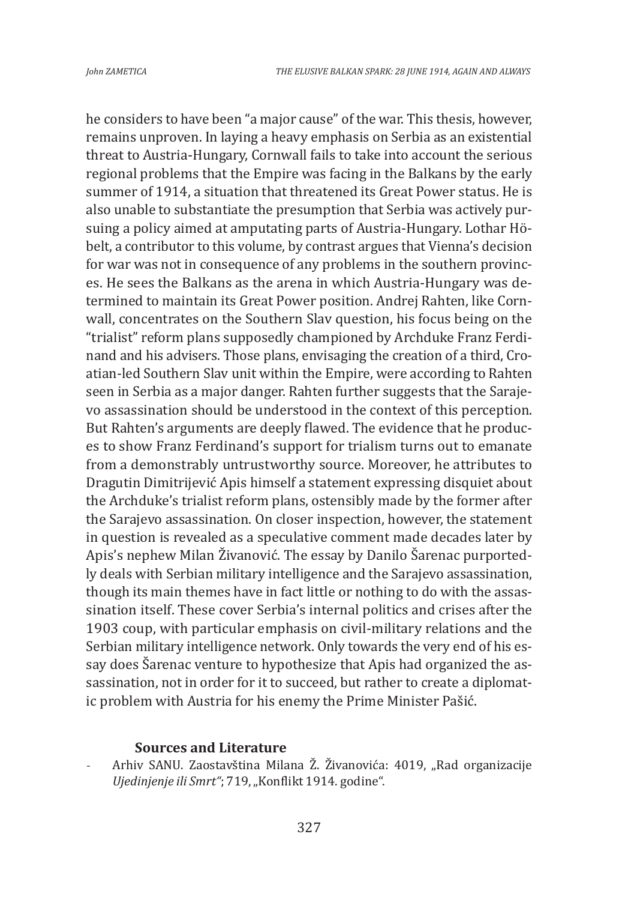he considers to have been "a major cause" of the war. This thesis, however, remains unproven. In laying a heavy emphasis on Serbia as an existential threat to Austria-Hungary, Cornwall fails to take into account the serious regional problems that the Empire was facing in the Balkans by the early summer of 1914, a situation that threatened its Great Power status. He is also unable to substantiate the presumption that Serbia was actively pursuing a policy aimed at amputating parts of Austria-Hungary. Lothar Höbelt, a contributor to this volume, by contrast argues that Vienna's decision for war was not in consequence of any problems in the southern provinces. He sees the Balkans as the arena in which Austria-Hungary was determined to maintain its Great Power position. Andrej Rahten, like Cornwall, concentrates on the Southern Slav question, his focus being on the "trialist" reform plans supposedly championed by Archduke Franz Ferdinand and his advisers. Those plans, envisaging the creation of a third, Croatian-led Southern Slav unit within the Empire, were according to Rahten seen in Serbia as a major danger. Rahten further suggests that the Sarajevo assassination should be understood in the context of this perception. But Rahten's arguments are deeply flawed. The evidence that he produces to show Franz Ferdinand's support for trialism turns out to emanate from a demonstrably untrustworthy source. Moreover, he attributes to Dragutin Dimitrijević Apis himself a statement expressing disquiet about the Archduke's trialist reform plans, ostensibly made by the former after the Sarajevo assassination. On closer inspection, however, the statement in question is revealed as a speculative comment made decades later by Apis's nephew Milan Živanović. The essay by Danilo Šarenac purportedly deals with Serbian military intelligence and the Sarajevo assassination, though its main themes have in fact little or nothing to do with the assassination itself. These cover Serbia's internal politics and crises after the 1903 coup, with particular emphasis on civil-military relations and the Serbian military intelligence network. Only towards the very end of his essay does Šarenac venture to hypothesize that Apis had organized the assassination, not in order for it to succeed, but rather to create a diplomatic problem with Austria for his enemy the Prime Minister Pašić.

## Sources and Literature

- Arhiv SANU. Zaostavština Milana Ž. Živanovića: 4019, „Rad organizacije *Ujedinjenje ili Smrt*"; 719, „Konflikt 1914. godine".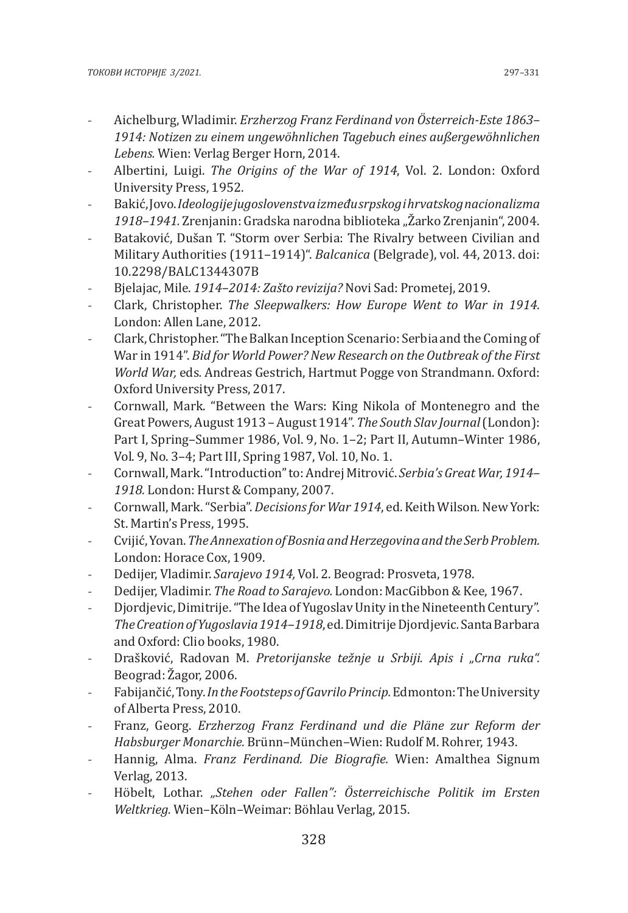- Aichelburg, Wladimir. *Erzherzog Franz Ferdinand von Österreich-Este 1863–1914: Notizen zu einem ungewöhnlichen Tagebuch eines außergewöhnlichen Lebens.* Wien: Verlag Berger Horn, 2014.
- Albertini, Luigi. *The Origins of the War of 1914*, Vol. 2. London: Oxford University Press, 1952.
- Bakić, Jovo. *Ideologije jugoslovenstva između srpskog i hrvatskog nacionalizma 1918–1941.* Zrenjanin: Gradska narodna biblioteka „Žarko Zrenjanin", 2004.
- Bataković, Dušan T. "Storm over Serbia: The Rivalry between Civilian and Military Authorities (1911–1914)". *Balcanica* (Belgrade), vol. 44, 2013. doi: 10.2298/BALC1344307B
- Bjelajac, Mile. *1914–2014: Zašto revizija?* Novi Sad: Prometej, 2019.
- Clark, Christopher. *The Sleepwalkers: How Europe Went to War in 1914.* London: Allen Lane, 2012.
- Clark, Christopher. "The Balkan Inception Scenario: Serbia and the Coming of War in 1914". *Bid for World Power? New Research on the Outbreak of the First World War,* eds*.* Andreas Gestrich, Hartmut Pogge von Strandmann. Oxford: Oxford University Press, 2017.
- Cornwall, Mark. "Between the Wars: King Nikola of Montenegro and the Great Powers, August 1913 – August 1914". *The South Slav Journal* (London): Part I, Spring–Summer 1986, Vol. 9, No. 1–2; Part II, Autumn–Winter 1986, Vol. 9, No. 3–4; Part III, Spring 1987, Vol. 10, No. 1.
- Cornwall, Mark. "Introduction" to: Andrej Mitrović. *Serbia's Great War, 1914–1918.* London: Hurst & Company, 2007.
- Cornwall, Mark. "Serbia". *Decisions for War 1914*, ed. Keith Wilson*.* New York: St. Martin's Press, 1995.
- Cvijić, Yovan. *The Annexation of Bosnia and Herzegovina and the Serb Problem.* London: Horace Cox, 1909.
- Dedijer, Vladimir. *Sarajevo 1914,* Vol. 2. Beograd: Prosveta, 1978.
- Dedijer, Vladimir. *The Road to Sarajevo.* London: MacGibbon & Kee, 1967.
- Djordjevic, Dimitrije. "The Idea of Yugoslav Unity in the Nineteenth Century". *The Creation of Yugoslavia 1914–1918*, ed. Dimitrije Djordjevic*.* Santa Barbara and Oxford: Clio books, 1980.
- Drašković, Radovan M. *Pretorijanske težnje u Srbiji. Apis i „Crna ruka".* Beograd: Žagor, 2006.
- Fabijančić, Tony. *In the Footsteps of Gavrilo Princip.* Edmonton: The University of Alberta Press, 2010.
- Franz, Georg. *Erzherzog Franz Ferdinand und die Pläne zur Reform der Habsburger Monarchie.* Brünn–München–Wien: Rudolf M. Rohrer, 1943.
- Hannig, Alma. *Franz Ferdinand. Die Biografie.* Wien: Amalthea Signum Verlag, 2013.
- Höbelt, Lothar. *„Stehen oder Fallen": Österreichische Politik im Ersten Weltkrieg.* Wien–Köln–Weimar: Böhlau Verlag, 2015.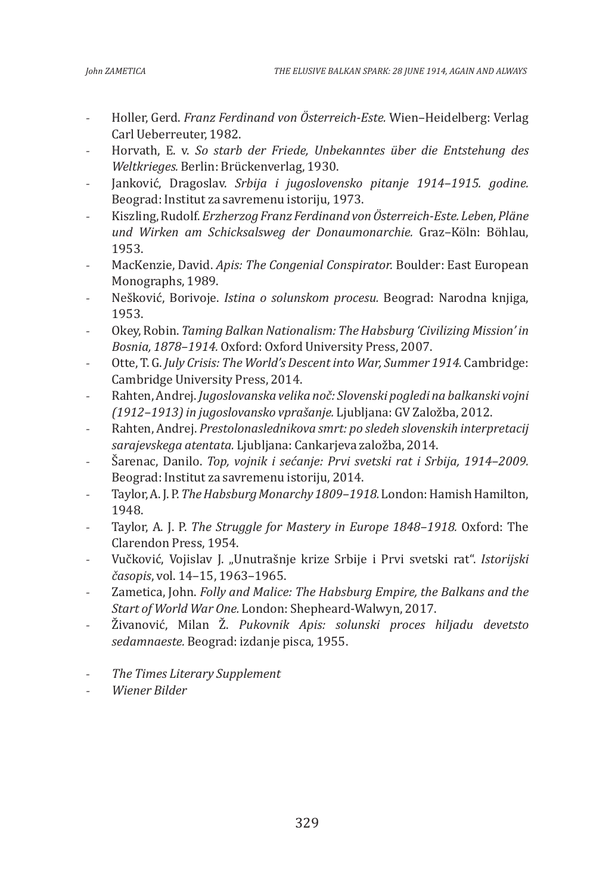- Holler, Gerd. *Franz Ferdinand von Österreich-Este.* Wien–Heidelberg: Verlag Carl Ueberreuter, 1982.
- Horvath, E. v. *So starb der Friede, Unbekanntes über die Entstehung des Weltkrieges.* Berlin: Brückenverlag, 1930.
- Janković, Dragoslav. *Srbija i jugoslovensko pitanje 1914–1915. godine.* Beograd: Institut za savremenu istoriju, 1973.
- Kiszling, Rudolf. *Erzherzog Franz Ferdinand von Österreich-Este. Leben, Pläne und Wirken am Schicksalsweg der Donaumonarchie.* Graz–Köln: Böhlau, 1953.
- MacKenzie, David. *Apis: The Congenial Conspirator.* Boulder: East European Monographs, 1989.
- Nešković, Borivoje. *Istina o solunskom procesu.* Beograd: Narodna knjiga, 1953.
- Okey, Robin. *Taming Balkan Nationalism: The Habsburg 'Civilizing Mission' in Bosnia, 1878–1914.* Oxford: Oxford University Press, 2007.
- Otte, T. G. *July Crisis: The World's Descent into War, Summer 1914.* Cambridge: Cambridge University Press, 2014.
- Rahten, Andrej. *Jugoslovanska velika noč: Slovenski pogledi na balkanski vojni (1912–1913) in jugoslovansko vprašanje.* Ljubljana: GV Založba, 2012.
- Rahten, Andrej. *Prestolonaslednikova smrt: po sledeh slovenskih interpretacij sarajevskega atentata.* Ljubljana: Cankarjeva založba, 2014.
- Šarenac, Danilo. *Top, vojnik i sećanje: Prvi svetski rat i Srbija, 1914–2009.* Beograd: Institut za savremenu istoriju, 2014.
- Taylor, A. J. P. *The Habsburg Monarchy 1809–1918.* London: Hamish Hamilton, 1948.
- Taylor, A. J. P. *The Struggle for Mastery in Europe 1848–1918.* Oxford: The Clarendon Press, 1954.
- Vučković, Vojislav J. „Unutrašnje krize Srbije i Prvi svetski rat". *Istorijski časopis*, vol. 14–15, 1963–1965.
- Zametica, John. *Folly and Malice: The Habsburg Empire, the Balkans and the Start of World War One.* London: Shepheard-Walwyn, 2017.
- Živanović, Milan Ž. *Pukovnik Apis: solunski proces hiljadu devetsto sedamnaeste.* Beograd: izdanje pisca, 1955.

- *The Times Literary Supplement*
- *Wiener Bilder*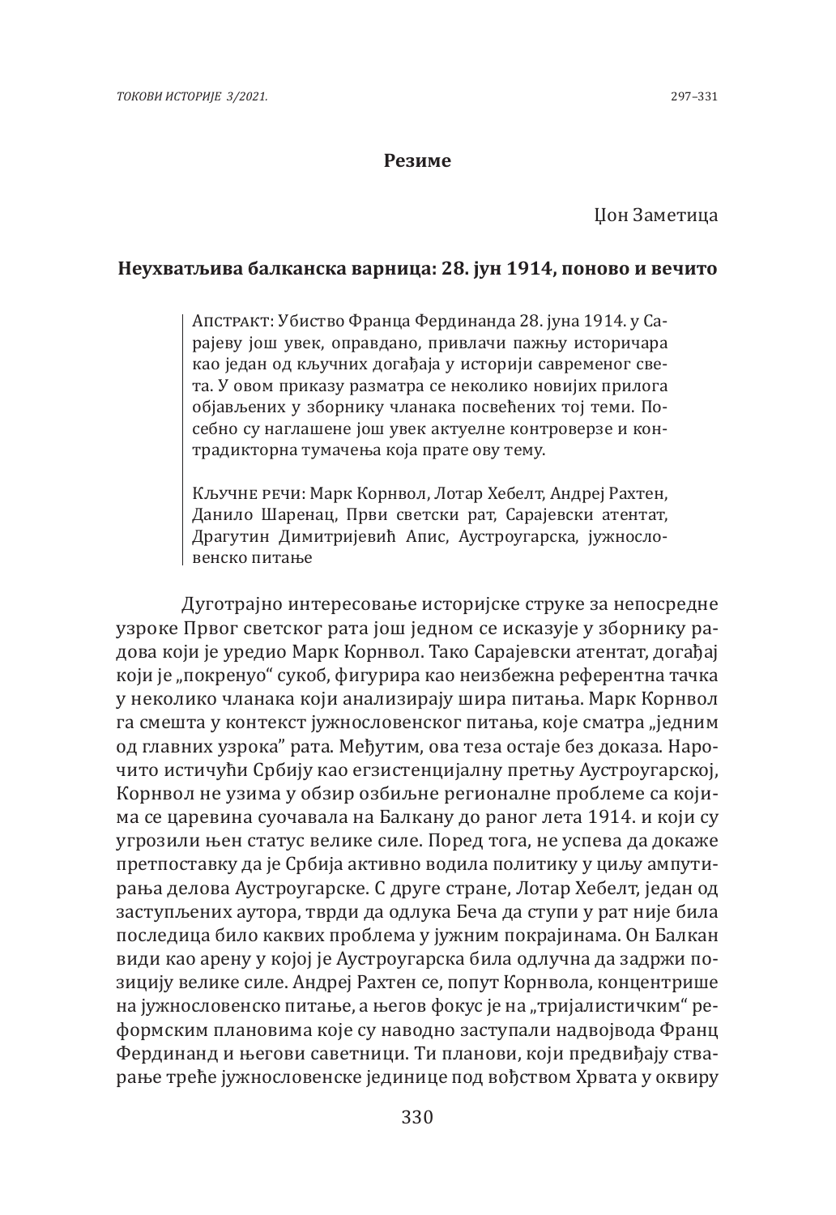## Резиме

Џон Заметица

**Неухватљива балканска варница: 28. јун 1914, поново и вечито**

Апстракт: Убиство Франца Фердинанда 28. јуна 1914. у Сарајеву још увек, оправдано, привлачи пажњу историчара као један од кључних догађаја у историји савременог света. У овом приказу разматра се неколико новијих прилога објављених у зборнику чланака посвећених тој теми. Посебно су наглашене још увек актуелне контроверзе и контрадикторна тумачења која прате ову тему.

Кључне речи: Марк Корнвол, Лотар Хебелт, Андреј Рахтен, Данило Шаренац, Први светски рат, Сарајевски атентат, Драгутин Димитријевић Апис, Аустроугарска, југословенско питање

Дуготрајно интересовање историјске струке за непосредне узроке Првог светског рата још једном се исказује у зборнику радова који је уредио Марк Корнвол. Тако Сарајевски атентат, догађај који је „покренуо" сукоб, фигурира као неизбежна референтна тачка у неколико чланака који анализирају шира питања. Марк Корнвол га смешта у контекст југословенског питања, које сматра „једним од главних узрока" рата. Међутим, ова теза остаје без доказа. Нарочито истичући Србију као егзистенцијалну претњу Аустроугарској, Корнвол не узима у обзир озбиљне регионалне проблеме са којима се царевина суочавала на Балкану до раног лета 1914. и који су угрозили њен статус велике силе. Поред тога, не успева да докаже претпоставку да је Србија активно водила политику у циљу ампутирања делова Аустроугарске. С друге стране, Лотар Хебелт, један од заступљених аутора, тврди да одлука Беча да ступи у рат није била последица било каквих проблема у јужним покрајинама. Он Балкан види као арену у којој је Аустроугарска била одлучна да задржи позицију велике силе. Андреј Рахтен се, попут Корнвола, концентрише на југословенско питање, а његов фокус је на „тријалистичким" реформским плановима које су наводно заступали надвојвода Франц Фердинанд и његови саветници. Ти планови, који предвиђају стварање треће југословенске јединице под вођством Хрвата у оквиру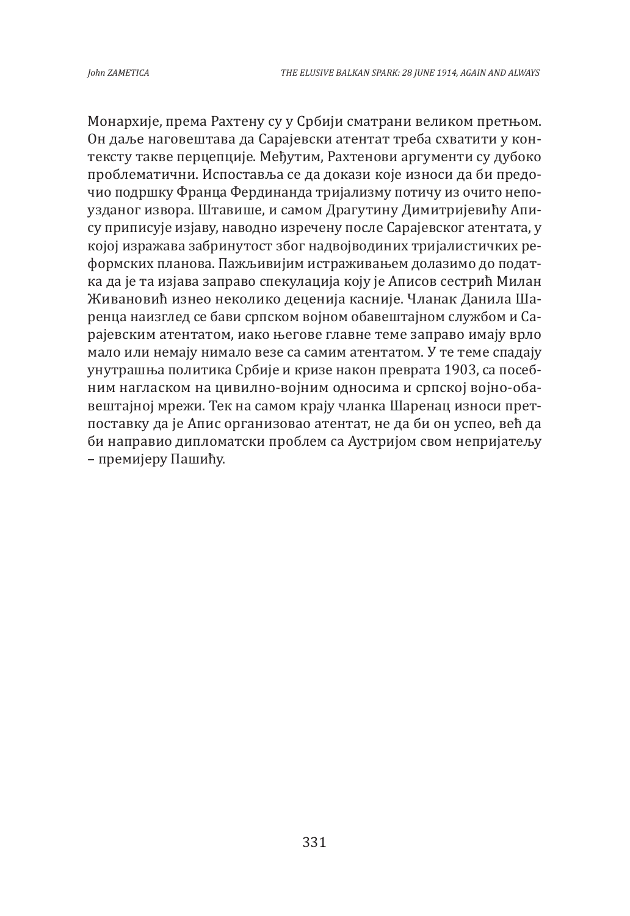Монархије, према Рахтену су у Србији сматрани великом претњом. Он даље наговештава да Сарајевски атентат треба схватити у контексту такве перцепције. Међутим, Рахтенови аргументи су дубоко проблематични. Испоставља се да докази које износи да би предочио подршку Франца Фердинанда тријализму потичу из очито непоузданог извора. Штавише, и самом Драгутину Димитријевићу Апису приписује изјаву, наводно изречену после Сарајевског атентата, у којој изражава забринутост због надвојводиних тријалистичких реформских планова. Пажљивијим истраживањем долазимо до податка да је та изјава заправо спекулација коју је Аписов сестрић Милан Живановић изнео неколико деценија касније. Чланак Данила Шаренца наизглед се бави српском војном обавештајном службом и Сарајевским атентатом, иако његове главне теме заправо имају врло мало или немају нимало везе са самим атентатом. У те теме спадају унутрашња политика Србије и кризе након преврата 1903, са посебним нагласком на цивилно-војним односима и српској војно-обавештајној мрежи. Тек на самом крају чланка Шаренац износи претпоставку да је Апис организовао атентат, не да би он успео, већ да би направио дипломатски проблем са Аустријом свом непријатељу – премијеру Пашићу.